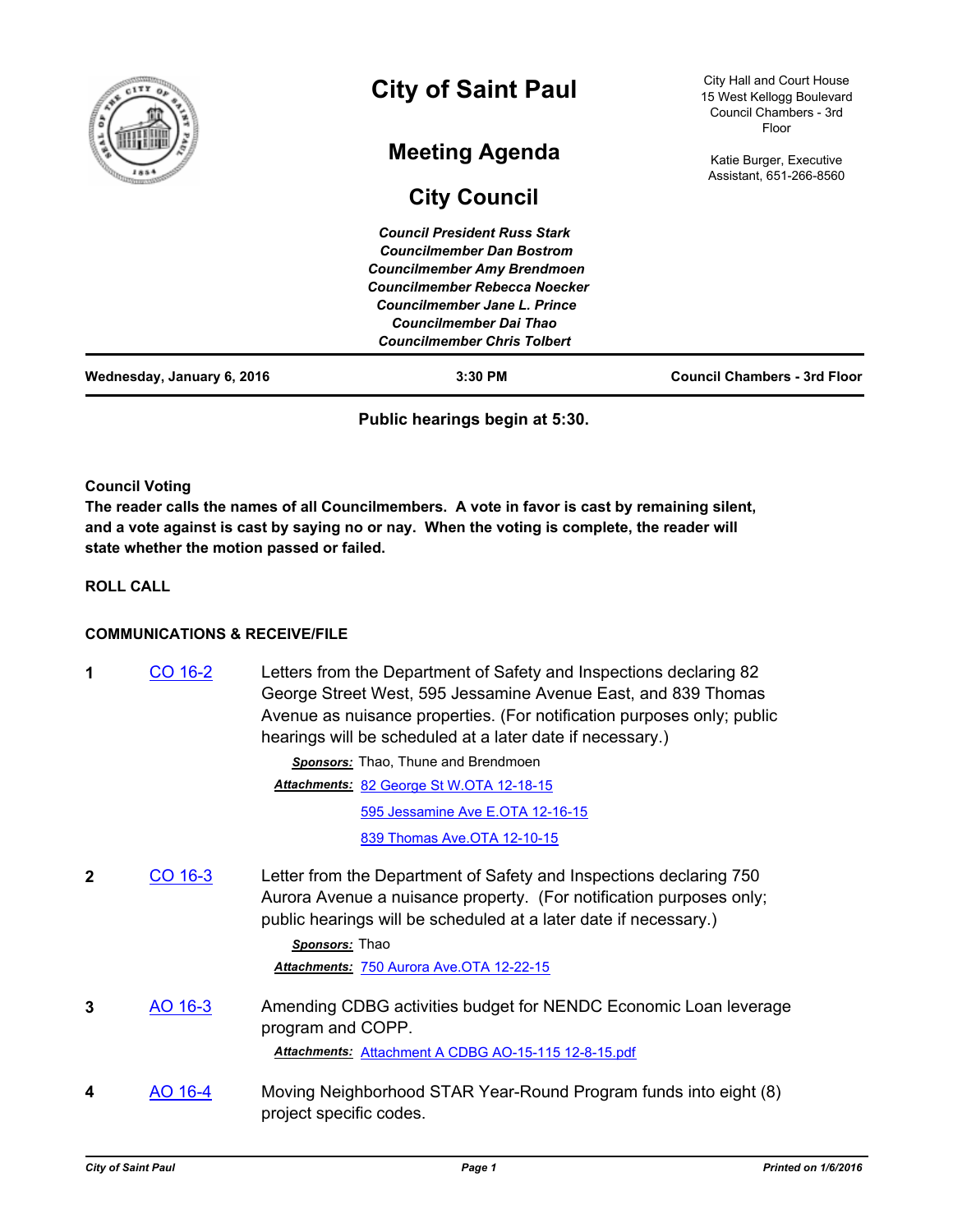# City of Saint Paul

City Hall and Court House
15 West Kellogg Boulevard
Council Chambers - 3rd Floor

Katie Burger, Executive Assistant, 651-266-8560

## Meeting Agenda

## City Council

***Council President Russ Stark***
***Councilmember Dan Bostrom***
***Councilmember Amy Brendmoen***
***Councilmember Rebecca Noecker***
***Councilmember Jane L. Prince***
***Councilmember Dai Thao***
***Councilmember Chris Tolbert***

**Wednesday, January 6, 2016** | **3:30 PM** | **Council Chambers - 3rd Floor**

**Public hearings begin at 5:30.**

**Council Voting**
**The reader calls the names of all Councilmembers. A vote in favor is cast by remaining silent, and a vote against is cast by saying no or nay. When the voting is complete, the reader will state whether the motion passed or failed.**

**ROLL CALL**

**COMMUNICATIONS & RECEIVE/FILE**

**1** CO 16-2 Letters from the Department of Safety and Inspections declaring 82 George Street West, 595 Jessamine Avenue East, and 839 Thomas Avenue as nuisance properties. (For notification purposes only; public hearings will be scheduled at a later date if necessary.)

*Sponsors:* Thao, Thune and Brendmoen

*Attachments:* 82 George St W.OTA 12-18-15
595 Jessamine Ave E.OTA 12-16-15
839 Thomas Ave.OTA 12-10-15

**2** CO 16-3 Letter from the Department of Safety and Inspections declaring 750 Aurora Avenue a nuisance property. (For notification purposes only; public hearings will be scheduled at a later date if necessary.)

*Sponsors:* Thao

*Attachments:* 750 Aurora Ave.OTA 12-22-15

**3** AO 16-3 Amending CDBG activities budget for NENDC Economic Loan leverage program and COPP.

*Attachments:* Attachment A CDBG AO-15-115 12-8-15.pdf

**4** AO 16-4 Moving Neighborhood STAR Year-Round Program funds into eight (8) project specific codes.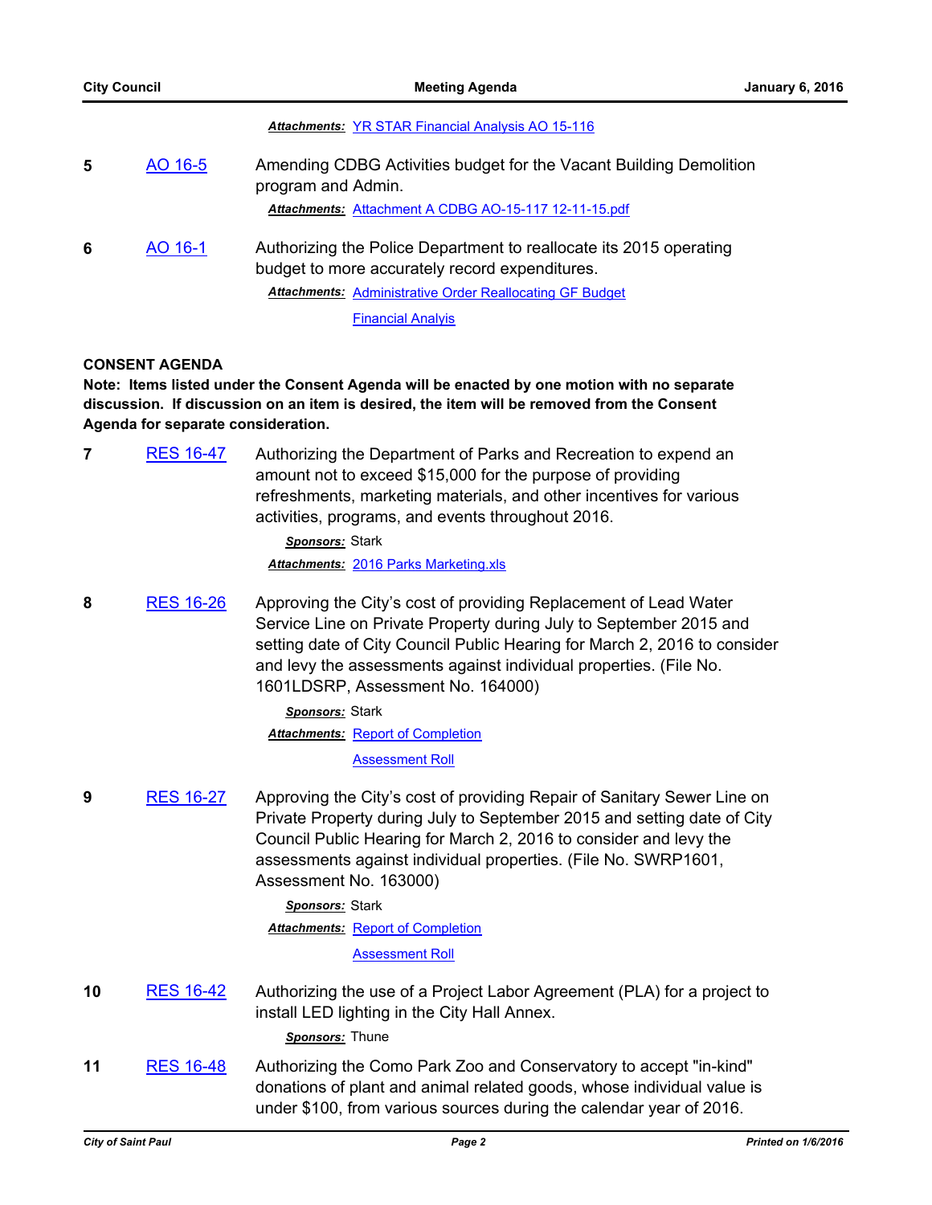***Attachments:*** YR STAR Financial Analysis AO 15-116

**5** AO 16-5 Amending CDBG Activities budget for the Vacant Building Demolition program and Admin.

***Attachments:*** Attachment A CDBG AO-15-117 12-11-15.pdf

**6** AO 16-1 Authorizing the Police Department to reallocate its 2015 operating budget to more accurately record expenditures.

***Attachments:*** Administrative Order Reallocating GF Budget

Financial Analyis

## CONSENT AGENDA

**Note: Items listed under the Consent Agenda will be enacted by one motion with no separate discussion. If discussion on an item is desired, the item will be removed from the Consent Agenda for separate consideration.**

**7** RES 16-47 Authorizing the Department of Parks and Recreation to expend an amount not to exceed $15,000 for the purpose of providing refreshments, marketing materials, and other incentives for various activities, programs, and events throughout 2016.

***Sponsors:*** Stark

***Attachments:*** 2016 Parks Marketing.xls

**8** RES 16-26 Approving the City's cost of providing Replacement of Lead Water Service Line on Private Property during July to September 2015 and setting date of City Council Public Hearing for March 2, 2016 to consider and levy the assessments against individual properties. (File No. 1601LDSRP, Assessment No. 164000)

***Sponsors:*** Stark

***Attachments:*** Report of Completion

Assessment Roll

**9** RES 16-27 Approving the City's cost of providing Repair of Sanitary Sewer Line on Private Property during July to September 2015 and setting date of City Council Public Hearing for March 2, 2016 to consider and levy the assessments against individual properties. (File No. SWRP1601, Assessment No. 163000)

***Sponsors:*** Stark

***Attachments:*** Report of Completion

Assessment Roll

**10** RES 16-42 Authorizing the use of a Project Labor Agreement (PLA) for a project to install LED lighting in the City Hall Annex.

***Sponsors:*** Thune

**11** RES 16-48 Authorizing the Como Park Zoo and Conservatory to accept "in-kind" donations of plant and animal related goods, whose individual value is under $100, from various sources during the calendar year of 2016.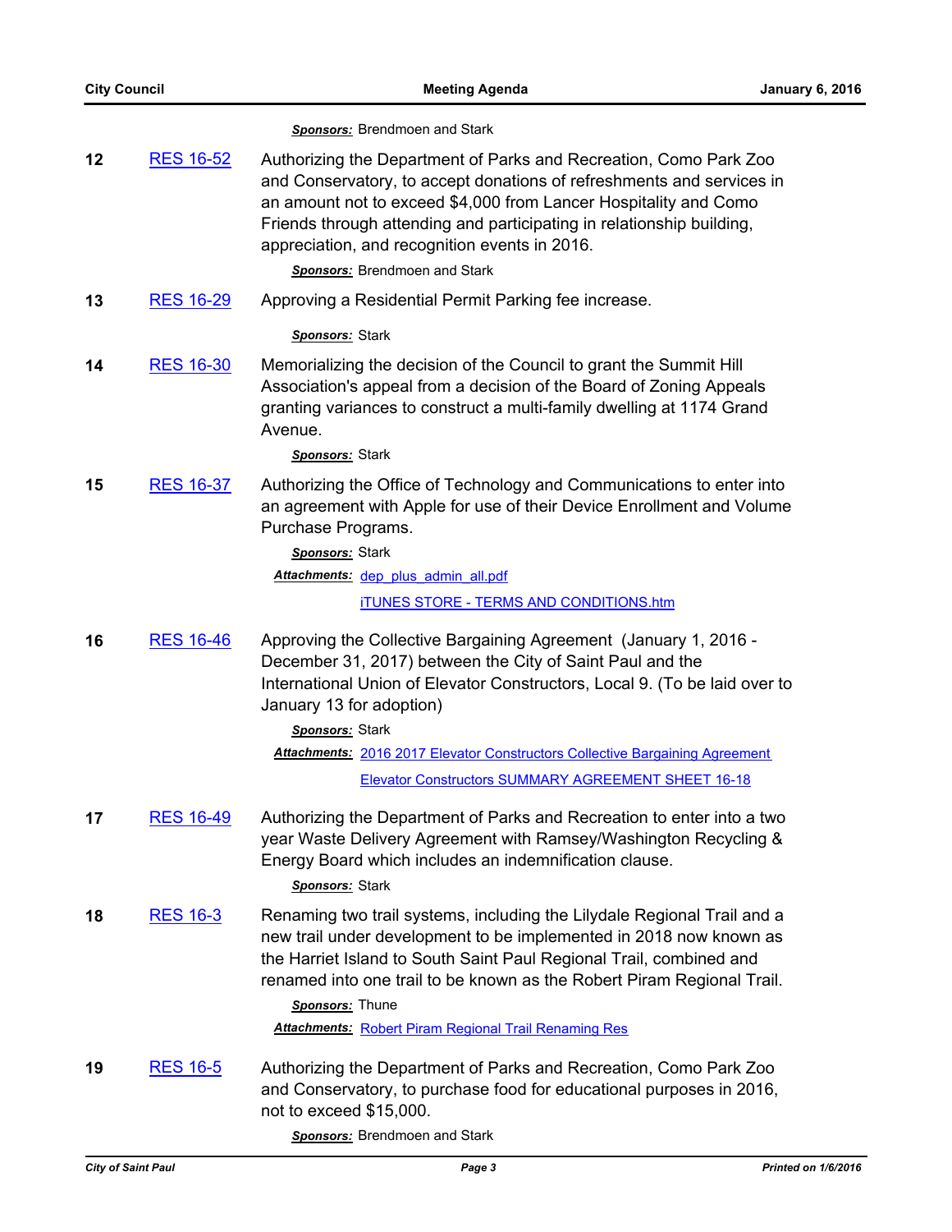***Sponsors:*** Brendmoen and Stark

**12** RES 16-52 Authorizing the Department of Parks and Recreation, Como Park Zoo and Conservatory, to accept donations of refreshments and services in an amount not to exceed $4,000 from Lancer Hospitality and Como Friends through attending and participating in relationship building, appreciation, and recognition events in 2016.

***Sponsors:*** Brendmoen and Stark

**13** RES 16-29 Approving a Residential Permit Parking fee increase.

***Sponsors:*** Stark

**14** RES 16-30 Memorializing the decision of the Council to grant the Summit Hill Association's appeal from a decision of the Board of Zoning Appeals granting variances to construct a multi-family dwelling at 1174 Grand Avenue.

***Sponsors:*** Stark

**15** RES 16-37 Authorizing the Office of Technology and Communications to enter into an agreement with Apple for use of their Device Enrollment and Volume Purchase Programs.

***Sponsors:*** Stark

***Attachments:*** dep_plus_admin_all.pdf
iTUNES STORE - TERMS AND CONDITIONS.htm

**16** RES 16-46 Approving the Collective Bargaining Agreement (January 1, 2016 - December 31, 2017) between the City of Saint Paul and the International Union of Elevator Constructors, Local 9. (To be laid over to January 13 for adoption)

***Sponsors:*** Stark

***Attachments:*** 2016 2017 Elevator Constructors Collective Bargaining Agreement
Elevator Constructors SUMMARY AGREEMENT SHEET 16-18

**17** RES 16-49 Authorizing the Department of Parks and Recreation to enter into a two year Waste Delivery Agreement with Ramsey/Washington Recycling & Energy Board which includes an indemnification clause.

***Sponsors:*** Stark

**18** RES 16-3 Renaming two trail systems, including the Lilydale Regional Trail and a new trail under development to be implemented in 2018 now known as the Harriet Island to South Saint Paul Regional Trail, combined and renamed into one trail to be known as the Robert Piram Regional Trail.

***Sponsors:*** Thune

***Attachments:*** Robert Piram Regional Trail Renaming Res

**19** RES 16-5 Authorizing the Department of Parks and Recreation, Como Park Zoo and Conservatory, to purchase food for educational purposes in 2016, not to exceed $15,000.

***Sponsors:*** Brendmoen and Stark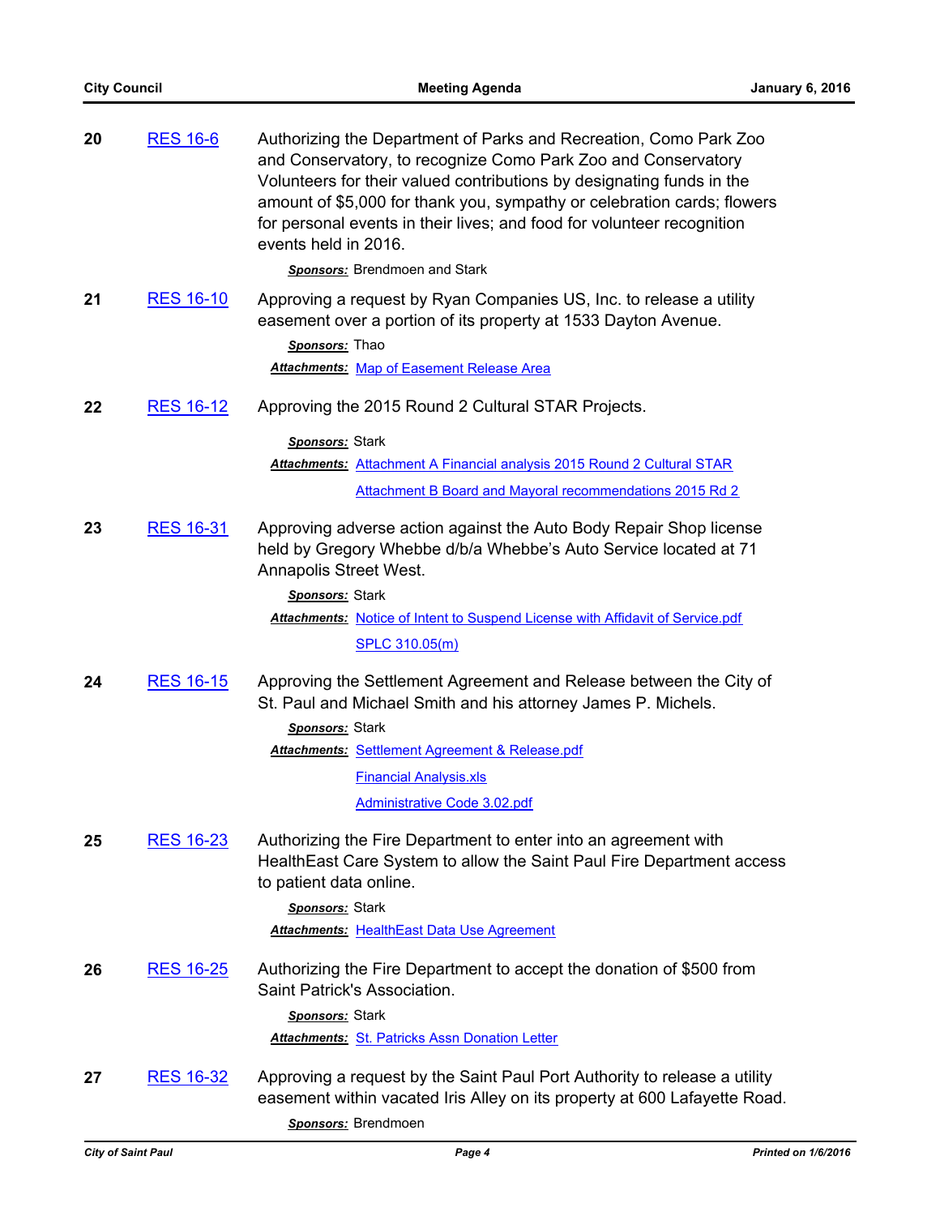**20** RES 16-6

Authorizing the Department of Parks and Recreation, Como Park Zoo and Conservatory, to recognize Como Park Zoo and Conservatory Volunteers for their valued contributions by designating funds in the amount of $5,000 for thank you, sympathy or celebration cards; flowers for personal events in their lives; and food for volunteer recognition events held in 2016.

***Sponsors:*** Brendmoen and Stark

**21** RES 16-10

Approving a request by Ryan Companies US, Inc. to release a utility easement over a portion of its property at 1533 Dayton Avenue.

***Sponsors:*** Thao

***Attachments:*** Map of Easement Release Area

**22** RES 16-12

Approving the 2015 Round 2 Cultural STAR Projects.

***Sponsors:*** Stark

***Attachments:*** Attachment A Financial analysis 2015 Round 2 Cultural STAR

Attachment B Board and Mayoral recommendations 2015 Rd 2

**23** RES 16-31

Approving adverse action against the Auto Body Repair Shop license held by Gregory Whebbe d/b/a Whebbe's Auto Service located at 71 Annapolis Street West.

***Sponsors:*** Stark

***Attachments:*** Notice of Intent to Suspend License with Affidavit of Service.pdf

SPLC 310.05(m)

**24** RES 16-15

Approving the Settlement Agreement and Release between the City of St. Paul and Michael Smith and his attorney James P. Michels.

***Sponsors:*** Stark

***Attachments:*** Settlement Agreement & Release.pdf

Financial Analysis.xls

Administrative Code 3.02.pdf

**25** RES 16-23

Authorizing the Fire Department to enter into an agreement with HealthEast Care System to allow the Saint Paul Fire Department access to patient data online.

***Sponsors:*** Stark

***Attachments:*** HealthEast Data Use Agreement

**26** RES 16-25

Authorizing the Fire Department to accept the donation of $500 from Saint Patrick's Association.

***Sponsors:*** Stark

***Attachments:*** St. Patricks Assn Donation Letter

**27** RES 16-32

Approving a request by the Saint Paul Port Authority to release a utility easement within vacated Iris Alley on its property at 600 Lafayette Road.

***Sponsors:*** Brendmoen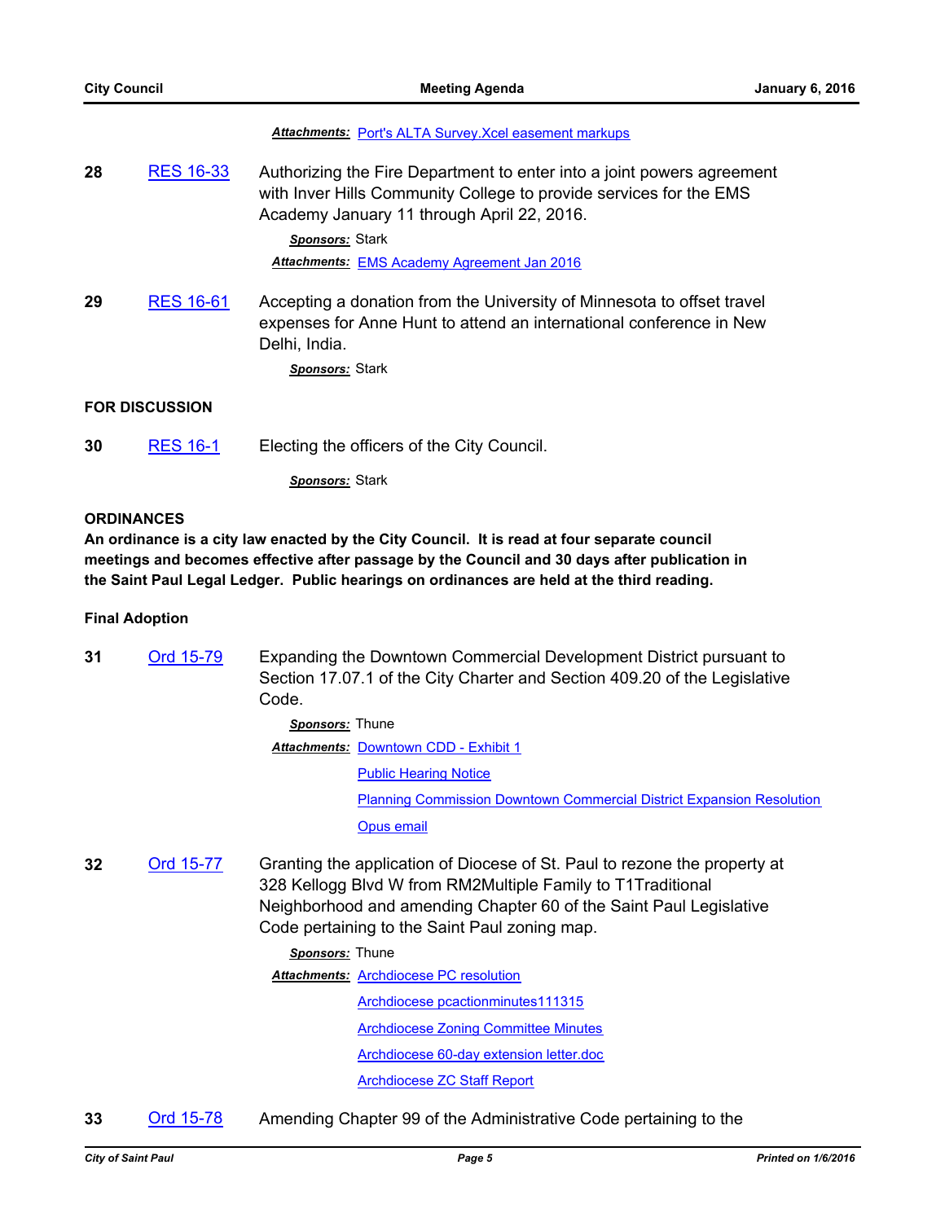***Attachments:*** Port's ALTA Survey.Xcel easement markups

**28** RES 16-33 Authorizing the Fire Department to enter into a joint powers agreement with Inver Hills Community College to provide services for the EMS Academy January 11 through April 22, 2016.

***Sponsors:*** Stark

***Attachments:*** EMS Academy Agreement Jan 2016

**29** RES 16-61 Accepting a donation from the University of Minnesota to offset travel expenses for Anne Hunt to attend an international conference in New Delhi, India.

***Sponsors:*** Stark

**FOR DISCUSSION**

**30** RES 16-1 Electing the officers of the City Council.

***Sponsors:*** Stark

**ORDINANCES**

**An ordinance is a city law enacted by the City Council. It is read at four separate council meetings and becomes effective after passage by the Council and 30 days after publication in the Saint Paul Legal Ledger. Public hearings on ordinances are held at the third reading.**

**Final Adoption**

**31** Ord 15-79 Expanding the Downtown Commercial Development District pursuant to Section 17.07.1 of the City Charter and Section 409.20 of the Legislative Code.

***Sponsors:*** Thune

***Attachments:*** Downtown CDD - Exhibit 1

Public Hearing Notice

Planning Commission Downtown Commercial District Expansion Resolution

Opus email

**32** Ord 15-77 Granting the application of Diocese of St. Paul to rezone the property at 328 Kellogg Blvd W from RM2Multiple Family to T1Traditional Neighborhood and amending Chapter 60 of the Saint Paul Legislative Code pertaining to the Saint Paul zoning map.

***Sponsors:*** Thune

***Attachments:*** Archdiocese PC resolution

Archdiocese pcactionminutes111315

Archdiocese Zoning Committee Minutes

Archdiocese 60-day extension letter.doc

Archdiocese ZC Staff Report

**33** Ord 15-78 Amending Chapter 99 of the Administrative Code pertaining to the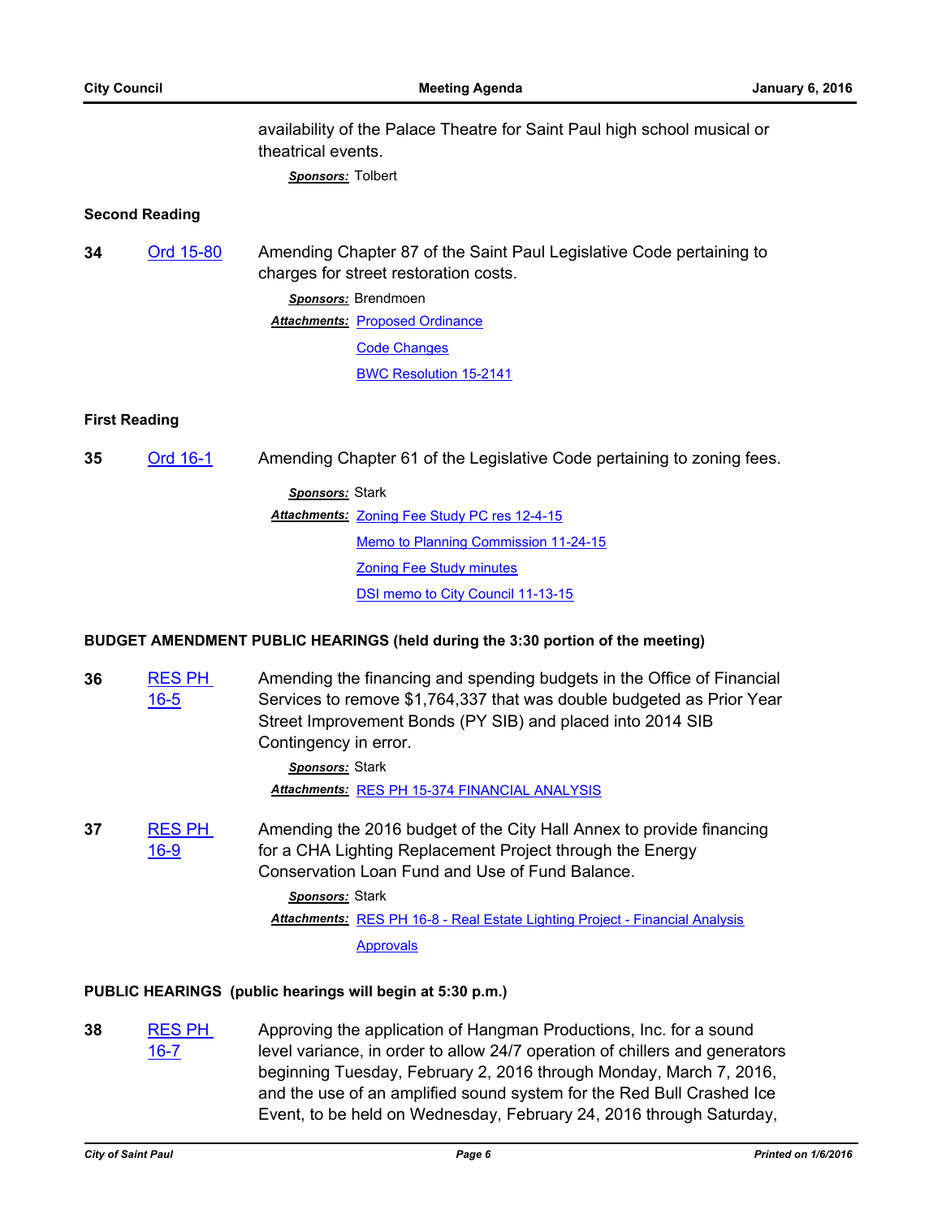availability of the Palace Theatre for Saint Paul high school musical or theatrical events.

***Sponsors:*** Tolbert

**Second Reading**

**34** Ord 15-80 Amending Chapter 87 of the Saint Paul Legislative Code pertaining to charges for street restoration costs.

***Sponsors:*** Brendmoen

***Attachments:*** Proposed Ordinance
Code Changes
BWC Resolution 15-2141

**First Reading**

**35** Ord 16-1 Amending Chapter 61 of the Legislative Code pertaining to zoning fees.

***Sponsors:*** Stark

***Attachments:*** Zoning Fee Study PC res 12-4-15
Memo to Planning Commission 11-24-15
Zoning Fee Study minutes
DSI memo to City Council 11-13-15

**BUDGET AMENDMENT PUBLIC HEARINGS (held during the 3:30 portion of the meeting)**

**36** RES PH 16-5 Amending the financing and spending budgets in the Office of Financial Services to remove $1,764,337 that was double budgeted as Prior Year Street Improvement Bonds (PY SIB) and placed into 2014 SIB Contingency in error.

***Sponsors:*** Stark

***Attachments:*** RES PH 15-374 FINANCIAL ANALYSIS

**37** RES PH 16-9 Amending the 2016 budget of the City Hall Annex to provide financing for a CHA Lighting Replacement Project through the Energy Conservation Loan Fund and Use of Fund Balance.

***Sponsors:*** Stark

***Attachments:*** RES PH 16-8 - Real Estate Lighting Project - Financial Analysis
Approvals

**PUBLIC HEARINGS (public hearings will begin at 5:30 p.m.)**

**38** RES PH 16-7 Approving the application of Hangman Productions, Inc. for a sound level variance, in order to allow 24/7 operation of chillers and generators beginning Tuesday, February 2, 2016 through Monday, March 7, 2016, and the use of an amplified sound system for the Red Bull Crashed Ice Event, to be held on Wednesday, February 24, 2016 through Saturday,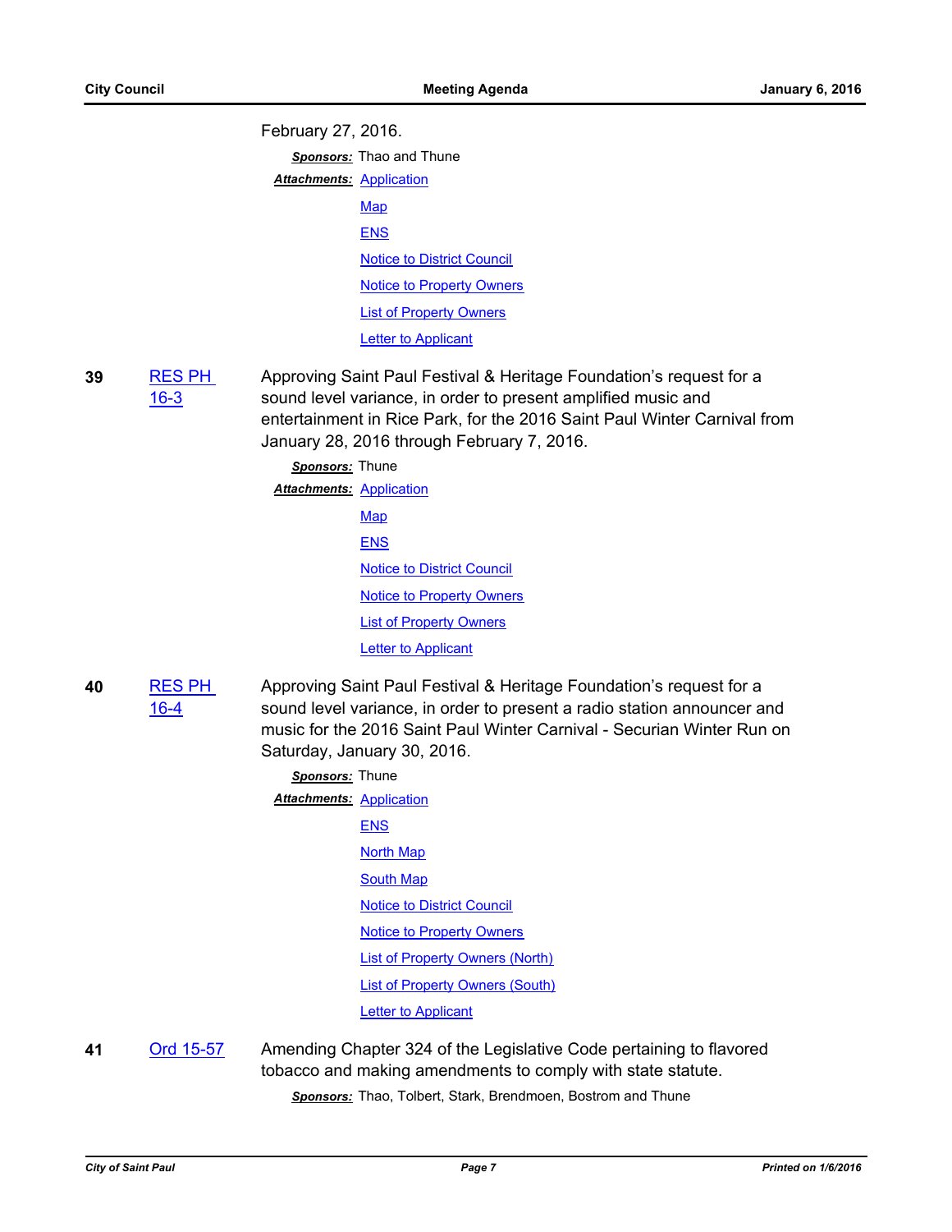February 27, 2016.

***Sponsors:*** Thao and Thune

***Attachments:*** Application
Map
ENS
Notice to District Council
Notice to Property Owners
List of Property Owners
Letter to Applicant

**39** RES PH 16-3

Approving Saint Paul Festival & Heritage Foundation's request for a sound level variance, in order to present amplified music and entertainment in Rice Park, for the 2016 Saint Paul Winter Carnival from January 28, 2016 through February 7, 2016.

***Sponsors:*** Thune

***Attachments:*** Application
Map
ENS
Notice to District Council
Notice to Property Owners
List of Property Owners
Letter to Applicant

**40** RES PH 16-4

Approving Saint Paul Festival & Heritage Foundation's request for a sound level variance, in order to present a radio station announcer and music for the 2016 Saint Paul Winter Carnival - Securian Winter Run on Saturday, January 30, 2016.

***Sponsors:*** Thune

***Attachments:*** Application
ENS
North Map
South Map
Notice to District Council
Notice to Property Owners
List of Property Owners (North)
List of Property Owners (South)
Letter to Applicant

**41** Ord 15-57

Amending Chapter 324 of the Legislative Code pertaining to flavored tobacco and making amendments to comply with state statute.

***Sponsors:*** Thao, Tolbert, Stark, Brendmoen, Bostrom and Thune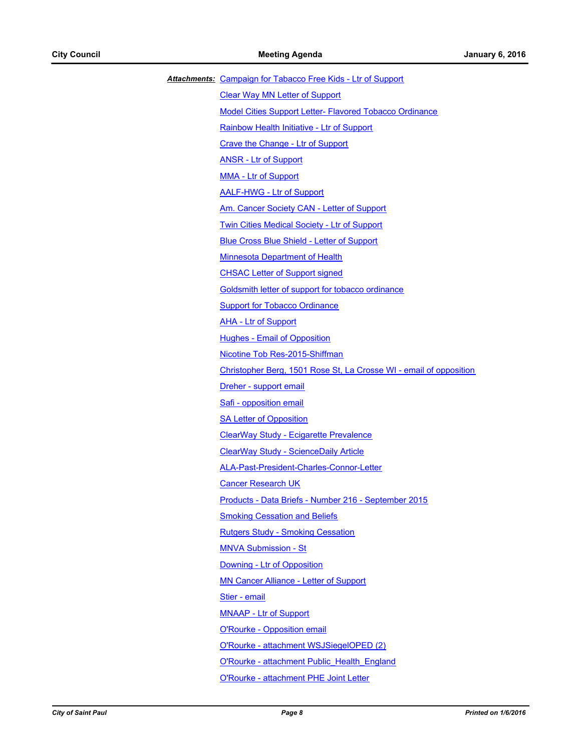***Attachments:*** Campaign for Tabacco Free Kids - Ltr of Support

Clear Way MN Letter of Support

Model Cities Support Letter- Flavored Tobacco Ordinance

Rainbow Health Initiative - Ltr of Support

Crave the Change - Ltr of Support

ANSR - Ltr of Support

MMA - Ltr of Support

AALF-HWG - Ltr of Support

Am. Cancer Society CAN - Letter of Support

Twin Cities Medical Society - Ltr of Support

Blue Cross Blue Shield - Letter of Support

Minnesota Department of Health

CHSAC Letter of Support signed

Goldsmith letter of support for tobacco ordinance

Support for Tobacco Ordinance

AHA - Ltr of Support

Hughes - Email of Opposition

Nicotine Tob Res-2015-Shiffman

Christopher Berg, 1501 Rose St, La Crosse WI - email of opposition

Dreher - support email

Safi - opposition email

SA Letter of Opposition

ClearWay Study - Ecigarette Prevalence

ClearWay Study - ScienceDaily Article

ALA-Past-President-Charles-Connor-Letter

Cancer Research UK

Products - Data Briefs - Number 216 - September 2015

Smoking Cessation and Beliefs

Rutgers Study - Smoking Cessation

MNVA Submission - St

Downing - Ltr of Opposition

MN Cancer Alliance - Letter of Support

Stier - email

MNAAP - Ltr of Support

O'Rourke - Opposition email

O'Rourke - attachment WSJSiegelOPED (2)

O'Rourke - attachment Public_Health_England

O'Rourke - attachment PHE Joint Letter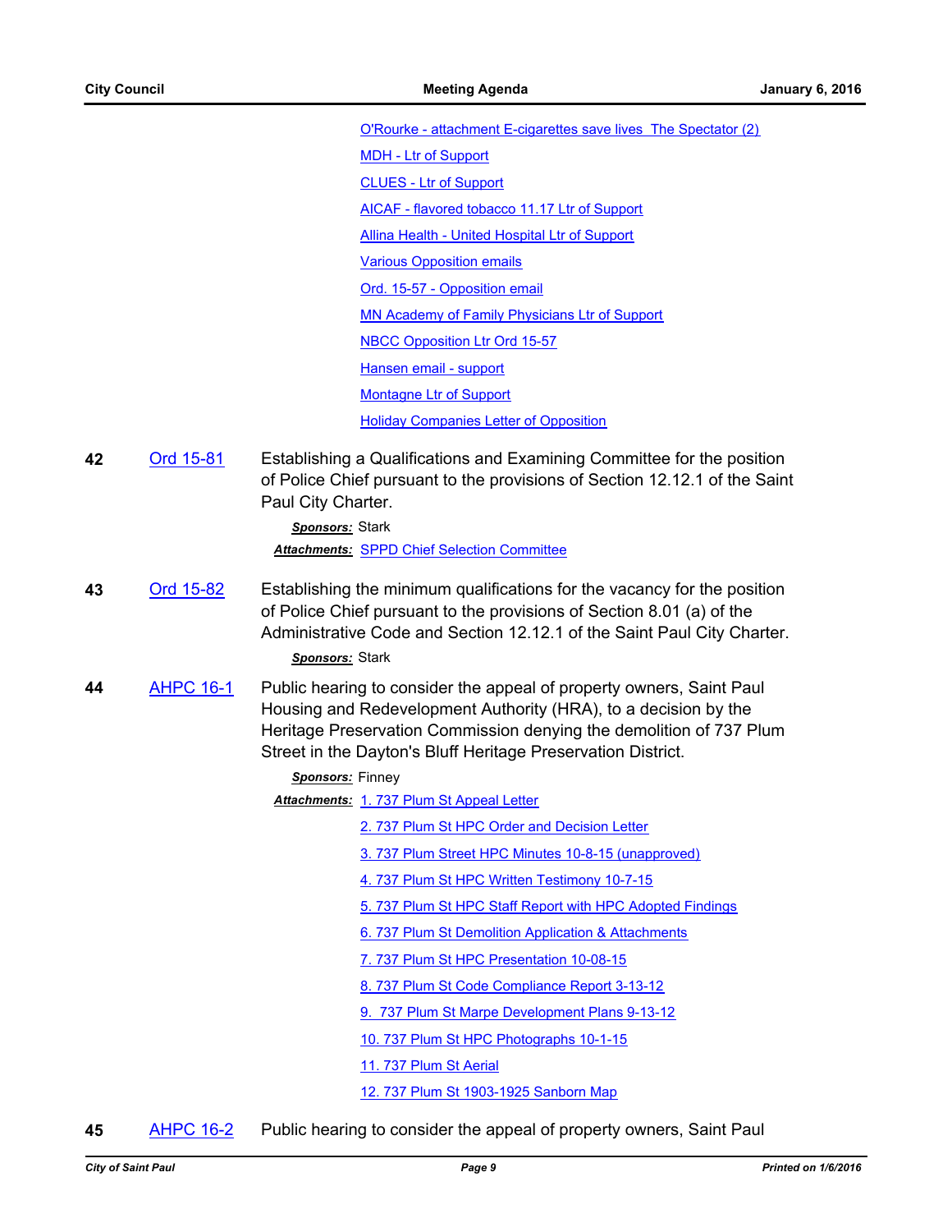O'Rourke - attachment E-cigarettes save lives The Spectator (2)

MDH - Ltr of Support

CLUES - Ltr of Support

AICAF - flavored tobacco 11.17 Ltr of Support

Allina Health - United Hospital Ltr of Support

Various Opposition emails

Ord. 15-57 - Opposition email

MN Academy of Family Physicians Ltr of Support

NBCC Opposition Ltr Ord 15-57

Hansen email - support

Montagne Ltr of Support

Holiday Companies Letter of Opposition

**42** Ord 15-81 Establishing a Qualifications and Examining Committee for the position of Police Chief pursuant to the provisions of Section 12.12.1 of the Saint Paul City Charter.

***Sponsors:*** Stark

***Attachments:*** SPPD Chief Selection Committee

**43** Ord 15-82 Establishing the minimum qualifications for the vacancy for the position of Police Chief pursuant to the provisions of Section 8.01 (a) of the Administrative Code and Section 12.12.1 of the Saint Paul City Charter.

***Sponsors:*** Stark

**44** AHPC 16-1 Public hearing to consider the appeal of property owners, Saint Paul Housing and Redevelopment Authority (HRA), to a decision by the Heritage Preservation Commission denying the demolition of 737 Plum Street in the Dayton's Bluff Heritage Preservation District.

***Sponsors:*** Finney

***Attachments:*** 1. 737 Plum St Appeal Letter

2. 737 Plum St HPC Order and Decision Letter

3. 737 Plum Street HPC Minutes 10-8-15 (unapproved)

4. 737 Plum St HPC Written Testimony 10-7-15

5. 737 Plum St HPC Staff Report with HPC Adopted Findings

6. 737 Plum St Demolition Application & Attachments

7. 737 Plum St HPC Presentation 10-08-15

8. 737 Plum St Code Compliance Report 3-13-12

9. 737 Plum St Marpe Development Plans 9-13-12

10. 737 Plum St HPC Photographs 10-1-15

11. 737 Plum St Aerial

12. 737 Plum St 1903-1925 Sanborn Map

**45** AHPC 16-2 Public hearing to consider the appeal of property owners, Saint Paul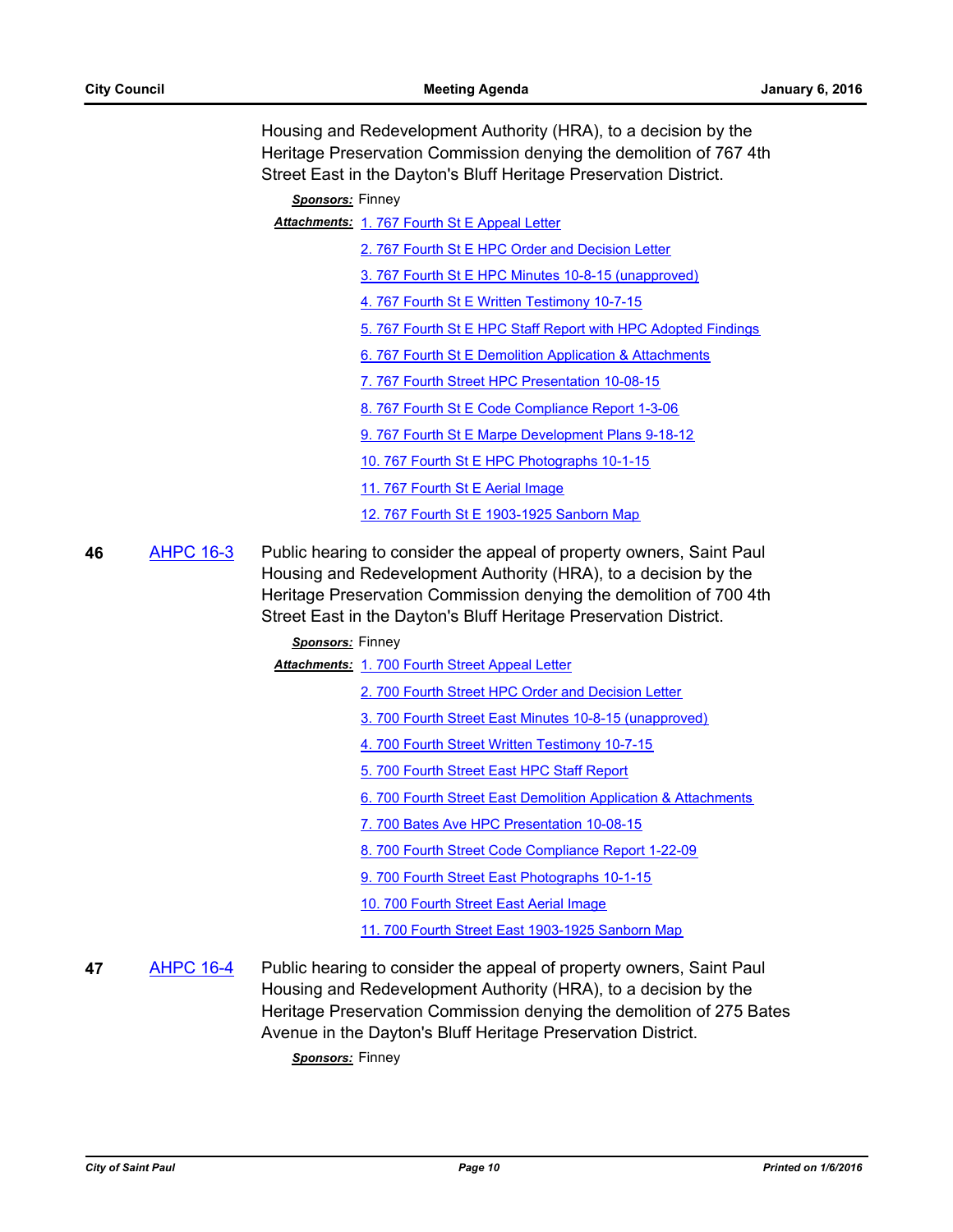Housing and Redevelopment Authority (HRA), to a decision by the Heritage Preservation Commission denying the demolition of 767 4th Street East in the Dayton's Bluff Heritage Preservation District.

***Sponsors:*** Finney

***Attachments:*** 1. 767 Fourth St E Appeal Letter
2. 767 Fourth St E HPC Order and Decision Letter
3. 767 Fourth St E HPC Minutes 10-8-15 (unapproved)
4. 767 Fourth St E Written Testimony 10-7-15
5. 767 Fourth St E HPC Staff Report with HPC Adopted Findings
6. 767 Fourth St E Demolition Application & Attachments
7. 767 Fourth Street HPC Presentation 10-08-15
8. 767 Fourth St E Code Compliance Report 1-3-06
9. 767 Fourth St E Marpe Development Plans 9-18-12
10. 767 Fourth St E HPC Photographs 10-1-15
11. 767 Fourth St E Aerial Image
12. 767 Fourth St E 1903-1925 Sanborn Map

**46** AHPC 16-3 Public hearing to consider the appeal of property owners, Saint Paul Housing and Redevelopment Authority (HRA), to a decision by the Heritage Preservation Commission denying the demolition of 700 4th Street East in the Dayton's Bluff Heritage Preservation District.

***Sponsors:*** Finney

***Attachments:*** 1. 700 Fourth Street Appeal Letter
2. 700 Fourth Street HPC Order and Decision Letter
3. 700 Fourth Street East Minutes 10-8-15 (unapproved)
4. 700 Fourth Street Written Testimony 10-7-15
5. 700 Fourth Street East HPC Staff Report
6. 700 Fourth Street East Demolition Application & Attachments
7. 700 Bates Ave HPC Presentation 10-08-15
8. 700 Fourth Street Code Compliance Report 1-22-09
9. 700 Fourth Street East Photographs 10-1-15
10. 700 Fourth Street East Aerial Image
11. 700 Fourth Street East 1903-1925 Sanborn Map

**47** AHPC 16-4 Public hearing to consider the appeal of property owners, Saint Paul Housing and Redevelopment Authority (HRA), to a decision by the Heritage Preservation Commission denying the demolition of 275 Bates Avenue in the Dayton's Bluff Heritage Preservation District.

***Sponsors:*** Finney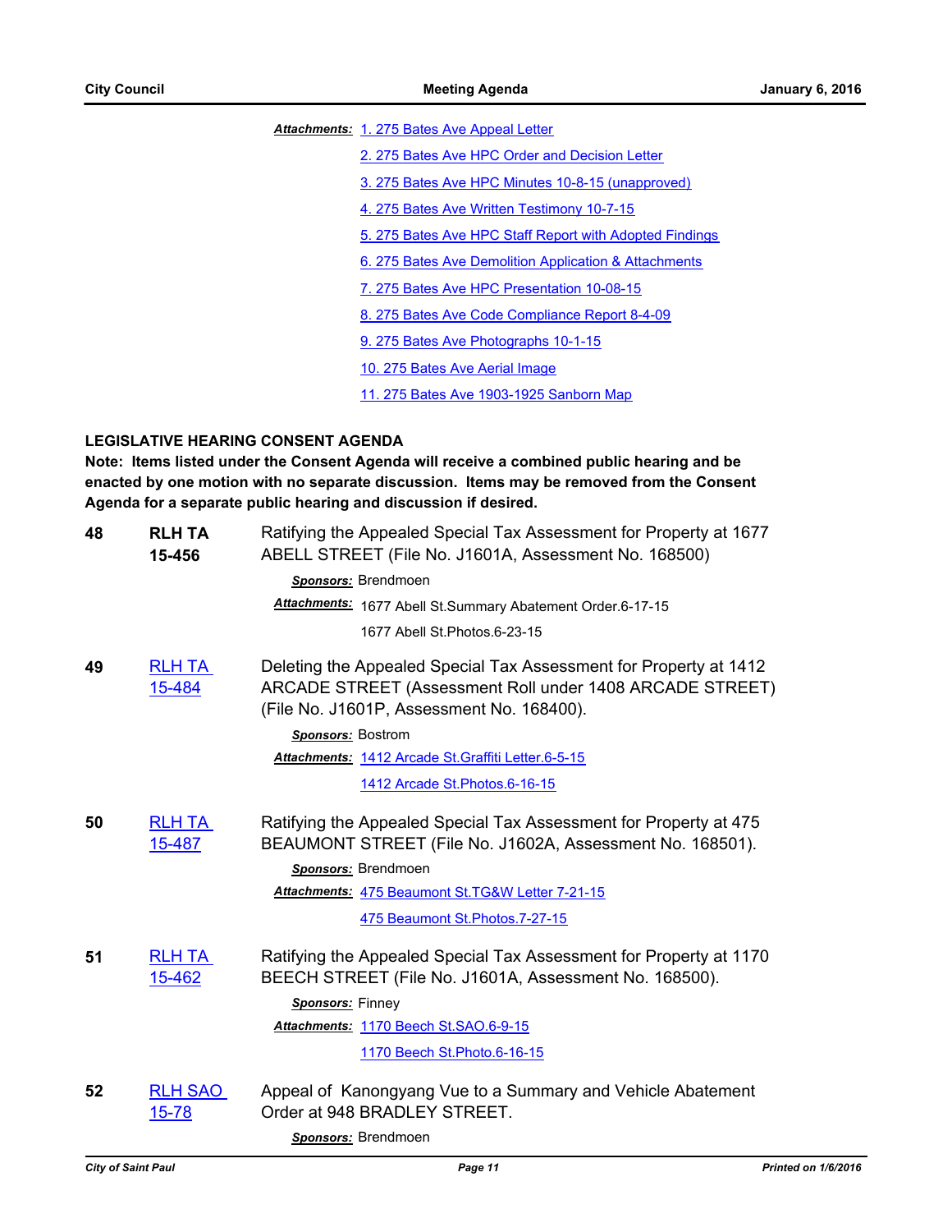**Attachments:** 1. 275 Bates Ave Appeal Letter

2. 275 Bates Ave HPC Order and Decision Letter

3. 275 Bates Ave HPC Minutes 10-8-15 (unapproved)

4. 275 Bates Ave Written Testimony 10-7-15

5. 275 Bates Ave HPC Staff Report with Adopted Findings

6. 275 Bates Ave Demolition Application & Attachments

7. 275 Bates Ave HPC Presentation 10-08-15

8. 275 Bates Ave Code Compliance Report 8-4-09

9. 275 Bates Ave Photographs 10-1-15

10. 275 Bates Ave Aerial Image

11. 275 Bates Ave 1903-1925 Sanborn Map

## LEGISLATIVE HEARING CONSENT AGENDA

**Note: Items listed under the Consent Agenda will receive a combined public hearing and be enacted by one motion with no separate discussion. Items may be removed from the Consent Agenda for a separate public hearing and discussion if desired.**

**48** **RLH TA 15-456** Ratifying the Appealed Special Tax Assessment for Property at 1677 ABELL STREET (File No. J1601A, Assessment No. 168500)

**Sponsors:** Brendmoen

**Attachments:** 1677 Abell St.Summary Abatement Order.6-17-15

1677 Abell St.Photos.6-23-15

**49** RLH TA 15-484 Deleting the Appealed Special Tax Assessment for Property at 1412 ARCADE STREET (Assessment Roll under 1408 ARCADE STREET) (File No. J1601P, Assessment No. 168400).

**Sponsors:** Bostrom

**Attachments:** 1412 Arcade St.Graffiti Letter.6-5-15

1412 Arcade St.Photos.6-16-15

**50** RLH TA 15-487 Ratifying the Appealed Special Tax Assessment for Property at 475 BEAUMONT STREET (File No. J1602A, Assessment No. 168501).

**Sponsors:** Brendmoen

**Attachments:** 475 Beaumont St.TG&W Letter 7-21-15

475 Beaumont St.Photos.7-27-15

**51** RLH TA 15-462 Ratifying the Appealed Special Tax Assessment for Property at 1170 BEECH STREET (File No. J1601A, Assessment No. 168500).

**Sponsors:** Finney

**Attachments:** 1170 Beech St.SAO.6-9-15

1170 Beech St.Photo.6-16-15

**52** RLH SAO 15-78 Appeal of Kanongyang Vue to a Summary and Vehicle Abatement Order at 948 BRADLEY STREET.

**Sponsors:** Brendmoen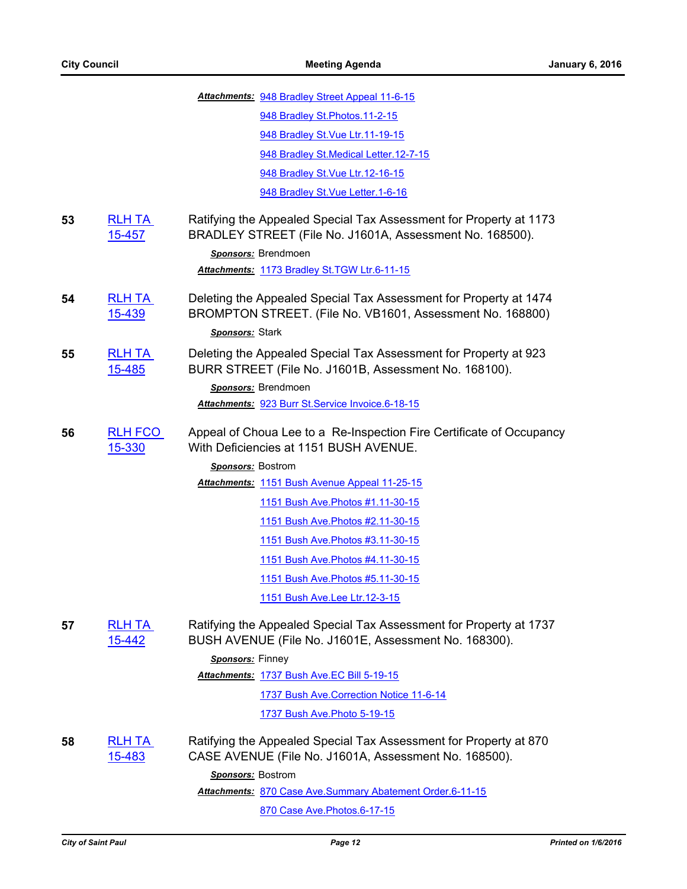***Attachments:*** 948 Bradley Street Appeal 11-6-15

948 Bradley St.Photos.11-2-15

948 Bradley St.Vue Ltr.11-19-15

948 Bradley St.Medical Letter.12-7-15

948 Bradley St.Vue Ltr.12-16-15

948 Bradley St.Vue Letter.1-6-16

**53** RLH TA 15-457

Ratifying the Appealed Special Tax Assessment for Property at 1173 BRADLEY STREET (File No. J1601A, Assessment No. 168500).

***Sponsors:*** Brendmoen

***Attachments:*** 1173 Bradley St.TGW Ltr.6-11-15

**54** RLH TA 15-439

Deleting the Appealed Special Tax Assessment for Property at 1474 BROMPTON STREET. (File No. VB1601, Assessment No. 168800)

***Sponsors:*** Stark

**55** RLH TA 15-485

Deleting the Appealed Special Tax Assessment for Property at 923 BURR STREET (File No. J1601B, Assessment No. 168100).

***Sponsors:*** Brendmoen

***Attachments:*** 923 Burr St.Service Invoice.6-18-15

**56** RLH FCO 15-330

Appeal of Choua Lee to a Re-Inspection Fire Certificate of Occupancy With Deficiencies at 1151 BUSH AVENUE.

***Sponsors:*** Bostrom

***Attachments:*** 1151 Bush Avenue Appeal 11-25-15

1151 Bush Ave.Photos #1.11-30-15

1151 Bush Ave.Photos #2.11-30-15

1151 Bush Ave.Photos #3.11-30-15

1151 Bush Ave.Photos #4.11-30-15

1151 Bush Ave.Photos #5.11-30-15

1151 Bush Ave.Lee Ltr.12-3-15

**57** RLH TA 15-442

Ratifying the Appealed Special Tax Assessment for Property at 1737 BUSH AVENUE (File No. J1601E, Assessment No. 168300).

***Sponsors:*** Finney

***Attachments:*** 1737 Bush Ave.EC Bill 5-19-15

1737 Bush Ave.Correction Notice 11-6-14

1737 Bush Ave.Photo 5-19-15

**58** RLH TA 15-483

Ratifying the Appealed Special Tax Assessment for Property at 870 CASE AVENUE (File No. J1601A, Assessment No. 168500).

***Sponsors:*** Bostrom

***Attachments:*** 870 Case Ave.Summary Abatement Order.6-11-15

870 Case Ave.Photos.6-17-15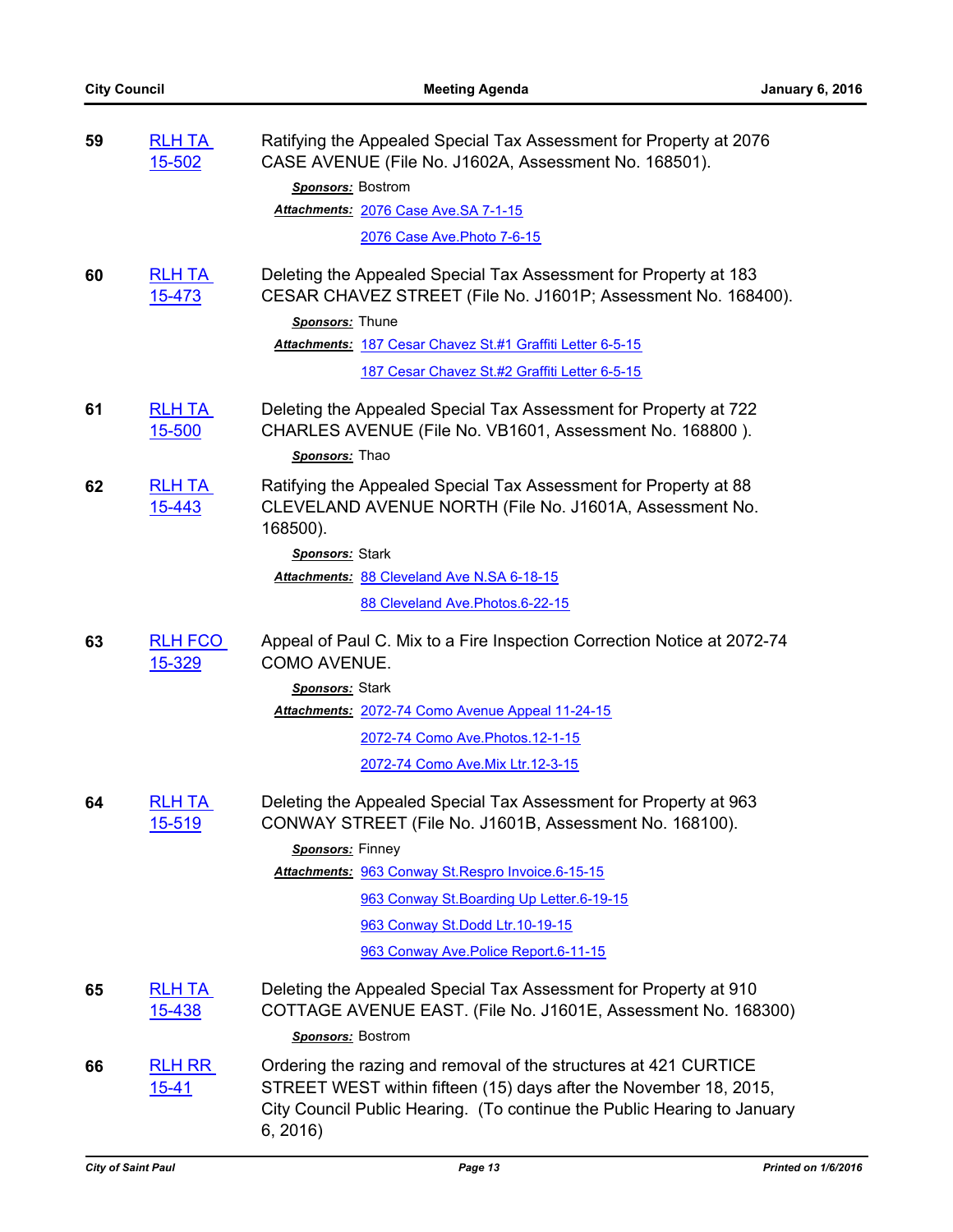**59** RLH TA 15-502

Ratifying the Appealed Special Tax Assessment for Property at 2076 CASE AVENUE (File No. J1602A, Assessment No. 168501).

***Sponsors:*** Bostrom

***Attachments:*** 2076 Case Ave.SA 7-1-15

2076 Case Ave.Photo 7-6-15

**60** RLH TA 15-473

Deleting the Appealed Special Tax Assessment for Property at 183 CESAR CHAVEZ STREET (File No. J1601P; Assessment No. 168400).

***Sponsors:*** Thune

***Attachments:*** 187 Cesar Chavez St.#1 Graffiti Letter 6-5-15

187 Cesar Chavez St.#2 Graffiti Letter 6-5-15

**61** RLH TA 15-500

Deleting the Appealed Special Tax Assessment for Property at 722 CHARLES AVENUE (File No. VB1601, Assessment No. 168800 ).

***Sponsors:*** Thao

**62** RLH TA 15-443

Ratifying the Appealed Special Tax Assessment for Property at 88 CLEVELAND AVENUE NORTH (File No. J1601A, Assessment No. 168500).

***Sponsors:*** Stark

***Attachments:*** 88 Cleveland Ave N.SA 6-18-15

88 Cleveland Ave.Photos.6-22-15

**63** RLH FCO 15-329

Appeal of Paul C. Mix to a Fire Inspection Correction Notice at 2072-74 COMO AVENUE.

***Sponsors:*** Stark

***Attachments:*** 2072-74 Como Avenue Appeal 11-24-15

2072-74 Como Ave.Photos.12-1-15

2072-74 Como Ave.Mix Ltr.12-3-15

**64** RLH TA 15-519

Deleting the Appealed Special Tax Assessment for Property at 963 CONWAY STREET (File No. J1601B, Assessment No. 168100).

***Sponsors:*** Finney

***Attachments:*** 963 Conway St.Respro Invoice.6-15-15

963 Conway St.Boarding Up Letter.6-19-15

963 Conway St.Dodd Ltr.10-19-15

963 Conway Ave.Police Report.6-11-15

**65** RLH TA 15-438

Deleting the Appealed Special Tax Assessment for Property at 910 COTTAGE AVENUE EAST. (File No. J1601E, Assessment No. 168300)

***Sponsors:*** Bostrom

**66** RLH RR 15-41

Ordering the razing and removal of the structures at 421 CURTICE STREET WEST within fifteen (15) days after the November 18, 2015, City Council Public Hearing. (To continue the Public Hearing to January 6, 2016)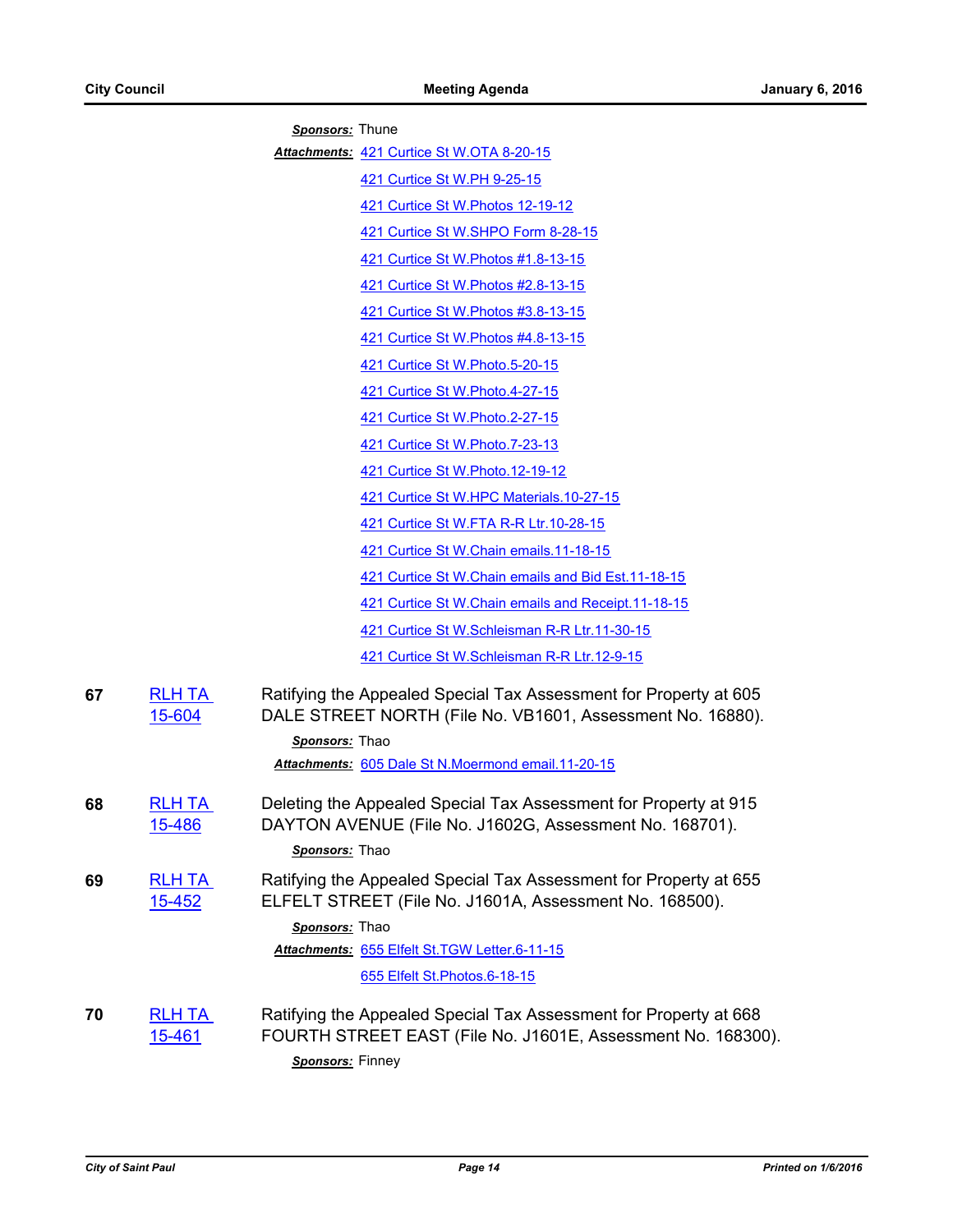***Sponsors:*** Thune

***Attachments:*** 421 Curtice St W.OTA 8-20-15

421 Curtice St W.PH 9-25-15

421 Curtice St W.Photos 12-19-12

421 Curtice St W.SHPO Form 8-28-15

421 Curtice St W.Photos #1.8-13-15

421 Curtice St W.Photos #2.8-13-15

421 Curtice St W.Photos #3.8-13-15

421 Curtice St W.Photos #4.8-13-15

421 Curtice St W.Photo.5-20-15

421 Curtice St W.Photo.4-27-15

421 Curtice St W.Photo.2-27-15

421 Curtice St W.Photo.7-23-13

421 Curtice St W.Photo.12-19-12

421 Curtice St W.HPC Materials.10-27-15

421 Curtice St W.FTA R-R Ltr.10-28-15

421 Curtice St W.Chain emails.11-18-15

421 Curtice St W.Chain emails and Bid Est.11-18-15

421 Curtice St W.Chain emails and Receipt.11-18-15

421 Curtice St W.Schleisman R-R Ltr.11-30-15

421 Curtice St W.Schleisman R-R Ltr.12-9-15

**67** RLH TA 15-604

Ratifying the Appealed Special Tax Assessment for Property at 605 DALE STREET NORTH (File No. VB1601, Assessment No. 16880).

***Sponsors:*** Thao

***Attachments:*** 605 Dale St N.Moermond email.11-20-15

**68** RLH TA 15-486

Deleting the Appealed Special Tax Assessment for Property at 915 DAYTON AVENUE (File No. J1602G, Assessment No. 168701).

***Sponsors:*** Thao

**69** RLH TA 15-452

Ratifying the Appealed Special Tax Assessment for Property at 655 ELFELT STREET (File No. J1601A, Assessment No. 168500).

***Sponsors:*** Thao

***Attachments:*** 655 Elfelt St.TGW Letter.6-11-15

655 Elfelt St.Photos.6-18-15

**70** RLH TA 15-461

Ratifying the Appealed Special Tax Assessment for Property at 668 FOURTH STREET EAST (File No. J1601E, Assessment No. 168300).

***Sponsors:*** Finney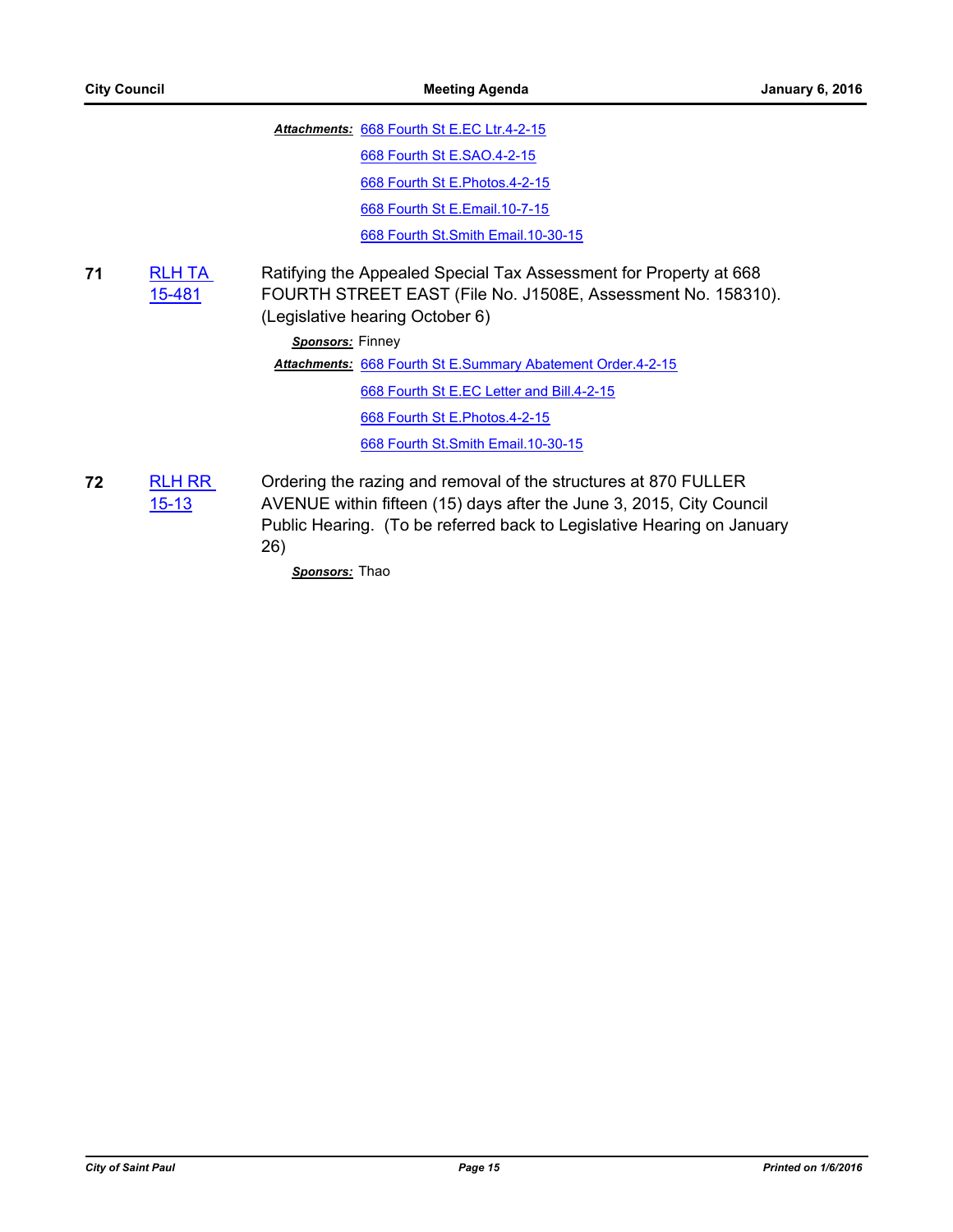***Attachments:*** 668 Fourth St E.EC Ltr.4-2-15

668 Fourth St E.SAO.4-2-15

668 Fourth St E.Photos.4-2-15

668 Fourth St E.Email.10-7-15

668 Fourth St.Smith Email.10-30-15

**71** RLH TA 15-481

Ratifying the Appealed Special Tax Assessment for Property at 668 FOURTH STREET EAST (File No. J1508E, Assessment No. 158310). (Legislative hearing October 6)

***Sponsors:*** Finney

***Attachments:*** 668 Fourth St E.Summary Abatement Order.4-2-15

668 Fourth St E.EC Letter and Bill.4-2-15

668 Fourth St E.Photos.4-2-15

668 Fourth St.Smith Email.10-30-15

**72** RLH RR 15-13

Ordering the razing and removal of the structures at 870 FULLER AVENUE within fifteen (15) days after the June 3, 2015, City Council Public Hearing. (To be referred back to Legislative Hearing on January 26)

***Sponsors:*** Thao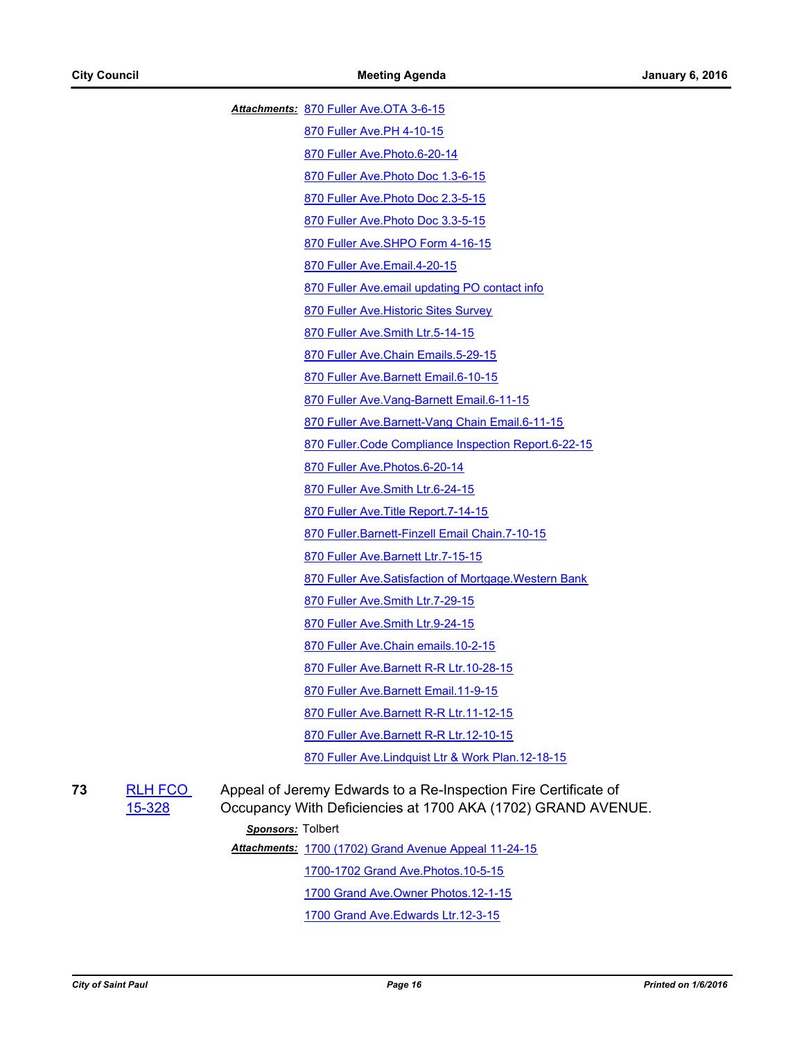***Attachments:*** 870 Fuller Ave.OTA 3-6-15

870 Fuller Ave.PH 4-10-15

870 Fuller Ave.Photo.6-20-14

870 Fuller Ave.Photo Doc 1.3-6-15

870 Fuller Ave.Photo Doc 2.3-5-15

870 Fuller Ave.Photo Doc 3.3-5-15

870 Fuller Ave.SHPO Form 4-16-15

870 Fuller Ave.Email.4-20-15

870 Fuller Ave.email updating PO contact info

870 Fuller Ave.Historic Sites Survey

870 Fuller Ave.Smith Ltr.5-14-15

870 Fuller Ave.Chain Emails.5-29-15

870 Fuller Ave.Barnett Email.6-10-15

870 Fuller Ave.Vang-Barnett Email.6-11-15

870 Fuller Ave.Barnett-Vang Chain Email.6-11-15

870 Fuller.Code Compliance Inspection Report.6-22-15

870 Fuller Ave.Photos.6-20-14

870 Fuller Ave.Smith Ltr.6-24-15

870 Fuller Ave.Title Report.7-14-15

870 Fuller.Barnett-Finzell Email Chain.7-10-15

870 Fuller Ave.Barnett Ltr.7-15-15

870 Fuller Ave.Satisfaction of Mortgage.Western Bank

870 Fuller Ave.Smith Ltr.7-29-15

870 Fuller Ave.Smith Ltr.9-24-15

870 Fuller Ave.Chain emails.10-2-15

870 Fuller Ave.Barnett R-R Ltr.10-28-15

870 Fuller Ave.Barnett Email.11-9-15

870 Fuller Ave.Barnett R-R Ltr.11-12-15

870 Fuller Ave.Barnett R-R Ltr.12-10-15

870 Fuller Ave.Lindquist Ltr & Work Plan.12-18-15

**73** RLH FCO 15-328 — Appeal of Jeremy Edwards to a Re-Inspection Fire Certificate of Occupancy With Deficiencies at 1700 AKA (1702) GRAND AVENUE.

***Sponsors:*** Tolbert

***Attachments:*** 1700 (1702) Grand Avenue Appeal 11-24-15

1700-1702 Grand Ave.Photos.10-5-15

1700 Grand Ave.Owner Photos.12-1-15

1700 Grand Ave.Edwards Ltr.12-3-15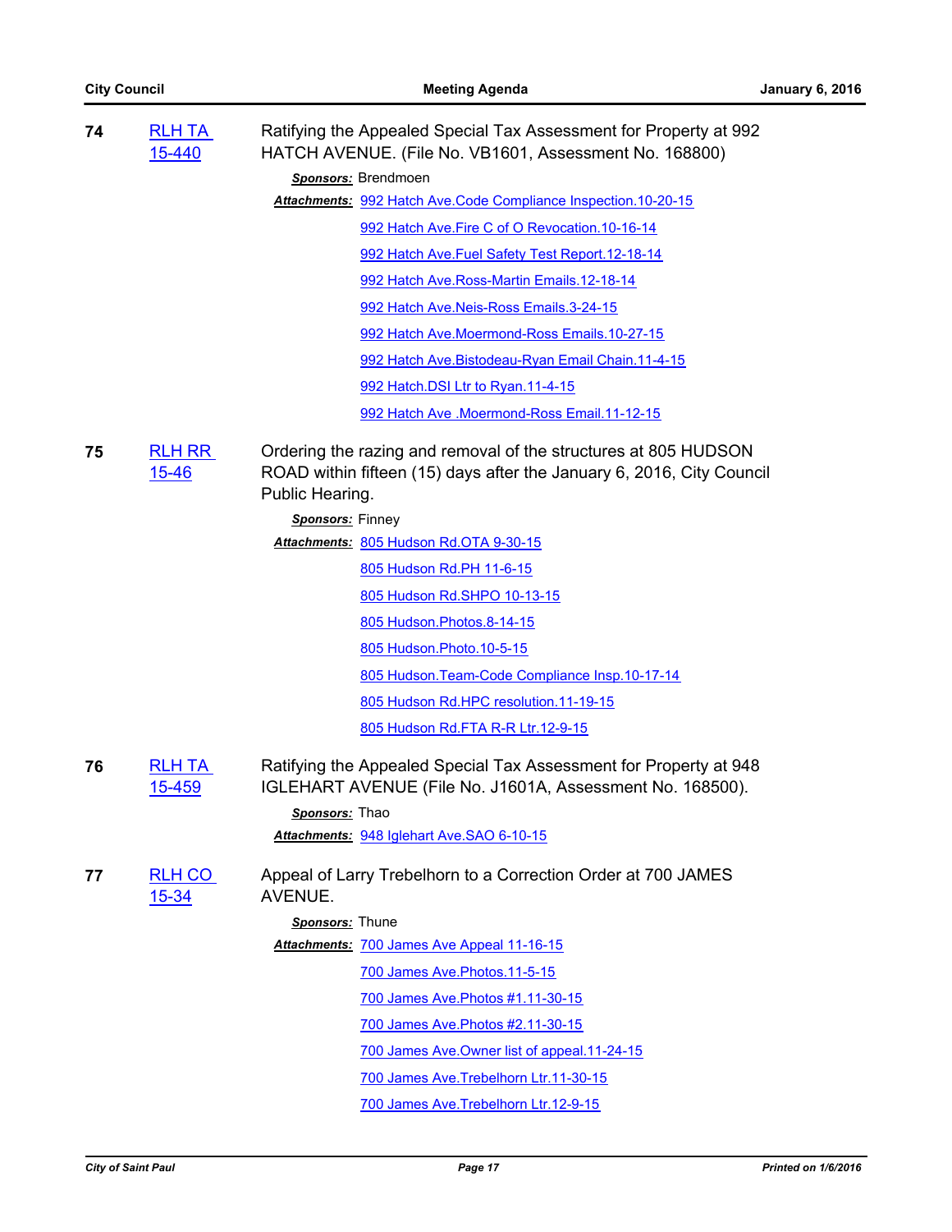**74** [RLH TA 15-440]

Ratifying the Appealed Special Tax Assessment for Property at 992 HATCH AVENUE. (File No. VB1601, Assessment No. 168800)

***Sponsors:*** Brendmoen

***Attachments:***
- 992 Hatch Ave.Code Compliance Inspection.10-20-15
- 992 Hatch Ave.Fire C of O Revocation.10-16-14
- 992 Hatch Ave.Fuel Safety Test Report.12-18-14
- 992 Hatch Ave.Ross-Martin Emails.12-18-14
- 992 Hatch Ave.Neis-Ross Emails.3-24-15
- 992 Hatch Ave.Moermond-Ross Emails.10-27-15
- 992 Hatch Ave.Bistodeau-Ryan Email Chain.11-4-15
- 992 Hatch.DSI Ltr to Ryan.11-4-15
- 992 Hatch Ave .Moermond-Ross Email.11-12-15

**75** [RLH RR 15-46]

Ordering the razing and removal of the structures at 805 HUDSON ROAD within fifteen (15) days after the January 6, 2016, City Council Public Hearing.

***Sponsors:*** Finney

***Attachments:***
- 805 Hudson Rd.OTA 9-30-15
- 805 Hudson Rd.PH 11-6-15
- 805 Hudson Rd.SHPO 10-13-15
- 805 Hudson.Photos.8-14-15
- 805 Hudson.Photo.10-5-15
- 805 Hudson.Team-Code Compliance Insp.10-17-14
- 805 Hudson Rd.HPC resolution.11-19-15
- 805 Hudson Rd.FTA R-R Ltr.12-9-15

**76** [RLH TA 15-459]

Ratifying the Appealed Special Tax Assessment for Property at 948 IGLEHART AVENUE (File No. J1601A, Assessment No. 168500).

***Sponsors:*** Thao

***Attachments:***
- 948 Iglehart Ave.SAO 6-10-15

**77** [RLH CO 15-34]

Appeal of Larry Trebelhorn to a Correction Order at 700 JAMES AVENUE.

***Sponsors:*** Thune

***Attachments:***
- 700 James Ave Appeal 11-16-15
- 700 James Ave.Photos.11-5-15
- 700 James Ave.Photos #1.11-30-15
- 700 James Ave.Photos #2.11-30-15
- 700 James Ave.Owner list of appeal.11-24-15
- 700 James Ave.Trebelhorn Ltr.11-30-15
- 700 James Ave.Trebelhorn Ltr.12-9-15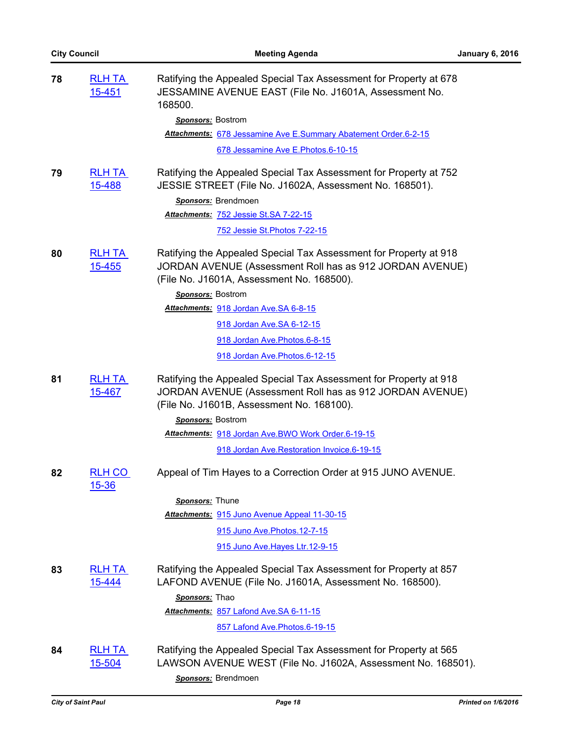**78** RLH TA 15-451

Ratifying the Appealed Special Tax Assessment for Property at 678 JESSAMINE AVENUE EAST (File No. J1601A, Assessment No. 168500.

***Sponsors:*** Bostrom

***Attachments:*** 678 Jessamine Ave E.Summary Abatement Order.6-2-15
678 Jessamine Ave E.Photos.6-10-15

**79** RLH TA 15-488

Ratifying the Appealed Special Tax Assessment for Property at 752 JESSIE STREET (File No. J1602A, Assessment No. 168501).

***Sponsors:*** Brendmoen

***Attachments:*** 752 Jessie St.SA 7-22-15
752 Jessie St.Photos 7-22-15

**80** RLH TA 15-455

Ratifying the Appealed Special Tax Assessment for Property at 918 JORDAN AVENUE (Assessment Roll has as 912 JORDAN AVENUE) (File No. J1601A, Assessment No. 168500).

***Sponsors:*** Bostrom

***Attachments:*** 918 Jordan Ave.SA 6-8-15
918 Jordan Ave.SA 6-12-15
918 Jordan Ave.Photos.6-8-15
918 Jordan Ave.Photos.6-12-15

**81** RLH TA 15-467

Ratifying the Appealed Special Tax Assessment for Property at 918 JORDAN AVENUE (Assessment Roll has as 912 JORDAN AVENUE) (File No. J1601B, Assessment No. 168100).

***Sponsors:*** Bostrom

***Attachments:*** 918 Jordan Ave.BWO Work Order.6-19-15
918 Jordan Ave.Restoration Invoice.6-19-15

**82** RLH CO 15-36

Appeal of Tim Hayes to a Correction Order at 915 JUNO AVENUE.

***Sponsors:*** Thune

***Attachments:*** 915 Juno Avenue Appeal 11-30-15
915 Juno Ave.Photos.12-7-15
915 Juno Ave.Hayes Ltr.12-9-15

**83** RLH TA 15-444

Ratifying the Appealed Special Tax Assessment for Property at 857 LAFOND AVENUE (File No. J1601A, Assessment No. 168500).

***Sponsors:*** Thao

***Attachments:*** 857 Lafond Ave.SA 6-11-15
857 Lafond Ave.Photos.6-19-15

**84** RLH TA 15-504

Ratifying the Appealed Special Tax Assessment for Property at 565 LAWSON AVENUE WEST (File No. J1602A, Assessment No. 168501).

***Sponsors:*** Brendmoen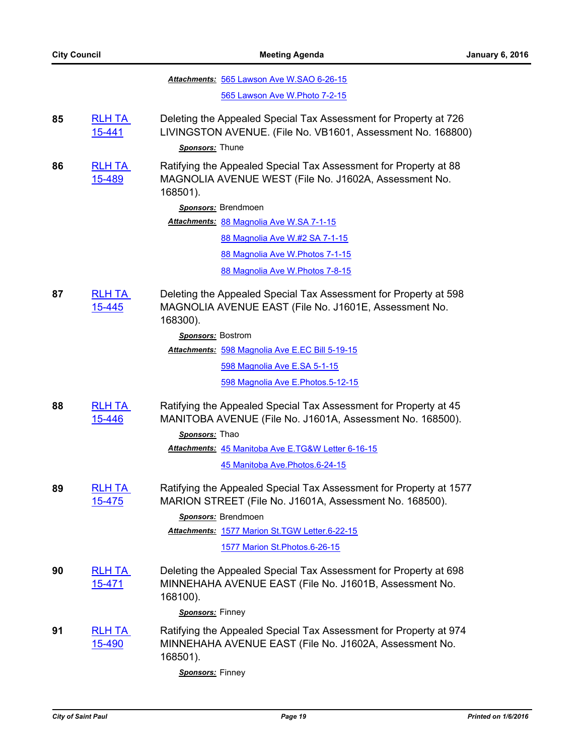***Attachments:*** 565 Lawson Ave W.SAO 6-26-15

565 Lawson Ave W.Photo 7-2-15

**85** RLH TA 15-441

Deleting the Appealed Special Tax Assessment for Property at 726 LIVINGSTON AVENUE. (File No. VB1601, Assessment No. 168800)

***Sponsors:*** Thune

**86** RLH TA 15-489

Ratifying the Appealed Special Tax Assessment for Property at 88 MAGNOLIA AVENUE WEST (File No. J1602A, Assessment No. 168501).

***Sponsors:*** Brendmoen

***Attachments:*** 88 Magnolia Ave W.SA 7-1-15

88 Magnolia Ave W.#2 SA 7-1-15

88 Magnolia Ave W.Photos 7-1-15

88 Magnolia Ave W.Photos 7-8-15

**87** RLH TA 15-445

Deleting the Appealed Special Tax Assessment for Property at 598 MAGNOLIA AVENUE EAST (File No. J1601E, Assessment No. 168300).

***Sponsors:*** Bostrom

***Attachments:*** 598 Magnolia Ave E.EC Bill 5-19-15

598 Magnolia Ave E.SA 5-1-15

598 Magnolia Ave E.Photos.5-12-15

**88** RLH TA 15-446

Ratifying the Appealed Special Tax Assessment for Property at 45 MANITOBA AVENUE (File No. J1601A, Assessment No. 168500).

***Sponsors:*** Thao

***Attachments:*** 45 Manitoba Ave E.TG&W Letter 6-16-15

45 Manitoba Ave.Photos.6-24-15

**89** RLH TA 15-475

Ratifying the Appealed Special Tax Assessment for Property at 1577 MARION STREET (File No. J1601A, Assessment No. 168500).

***Sponsors:*** Brendmoen

***Attachments:*** 1577 Marion St.TGW Letter.6-22-15

1577 Marion St.Photos.6-26-15

**90** RLH TA 15-471

Deleting the Appealed Special Tax Assessment for Property at 698 MINNEHAHA AVENUE EAST (File No. J1601B, Assessment No. 168100).

***Sponsors:*** Finney

**91** RLH TA 15-490

Ratifying the Appealed Special Tax Assessment for Property at 974 MINNEHAHA AVENUE EAST (File No. J1602A, Assessment No. 168501).

***Sponsors:*** Finney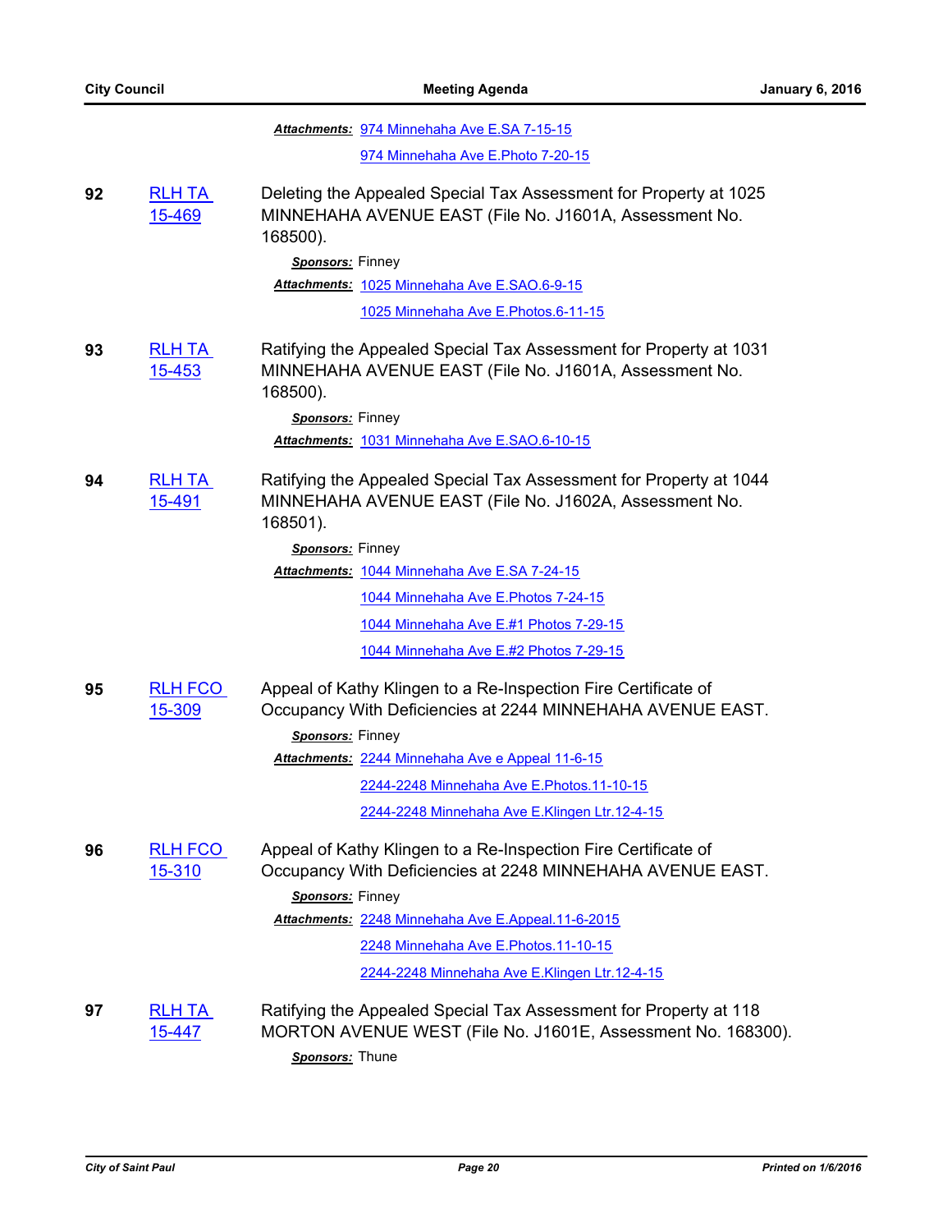***Attachments:*** 974 Minnehaha Ave E.SA 7-15-15

974 Minnehaha Ave E.Photo 7-20-15

**92** RLH TA 15-469

Deleting the Appealed Special Tax Assessment for Property at 1025 MINNEHAHA AVENUE EAST (File No. J1601A, Assessment No. 168500).

***Sponsors:*** Finney

***Attachments:*** 1025 Minnehaha Ave E.SAO.6-9-15

1025 Minnehaha Ave E.Photos.6-11-15

**93** RLH TA 15-453

Ratifying the Appealed Special Tax Assessment for Property at 1031 MINNEHAHA AVENUE EAST (File No. J1601A, Assessment No. 168500).

***Sponsors:*** Finney

***Attachments:*** 1031 Minnehaha Ave E.SAO.6-10-15

**94** RLH TA 15-491

Ratifying the Appealed Special Tax Assessment for Property at 1044 MINNEHAHA AVENUE EAST (File No. J1602A, Assessment No. 168501).

***Sponsors:*** Finney

***Attachments:*** 1044 Minnehaha Ave E.SA 7-24-15

1044 Minnehaha Ave E.Photos 7-24-15

1044 Minnehaha Ave E.#1 Photos 7-29-15

1044 Minnehaha Ave E.#2 Photos 7-29-15

**95** RLH FCO 15-309

Appeal of Kathy Klingen to a Re-Inspection Fire Certificate of Occupancy With Deficiencies at 2244 MINNEHAHA AVENUE EAST.

***Sponsors:*** Finney

***Attachments:*** 2244 Minnehaha Ave e Appeal 11-6-15

2244-2248 Minnehaha Ave E.Photos.11-10-15

2244-2248 Minnehaha Ave E.Klingen Ltr.12-4-15

**96** RLH FCO 15-310

Appeal of Kathy Klingen to a Re-Inspection Fire Certificate of Occupancy With Deficiencies at 2248 MINNEHAHA AVENUE EAST.

***Sponsors:*** Finney

***Attachments:*** 2248 Minnehaha Ave E.Appeal.11-6-2015

2248 Minnehaha Ave E.Photos.11-10-15

2244-2248 Minnehaha Ave E.Klingen Ltr.12-4-15

**97** RLH TA 15-447

Ratifying the Appealed Special Tax Assessment for Property at 118 MORTON AVENUE WEST (File No. J1601E, Assessment No. 168300).

***Sponsors:*** Thune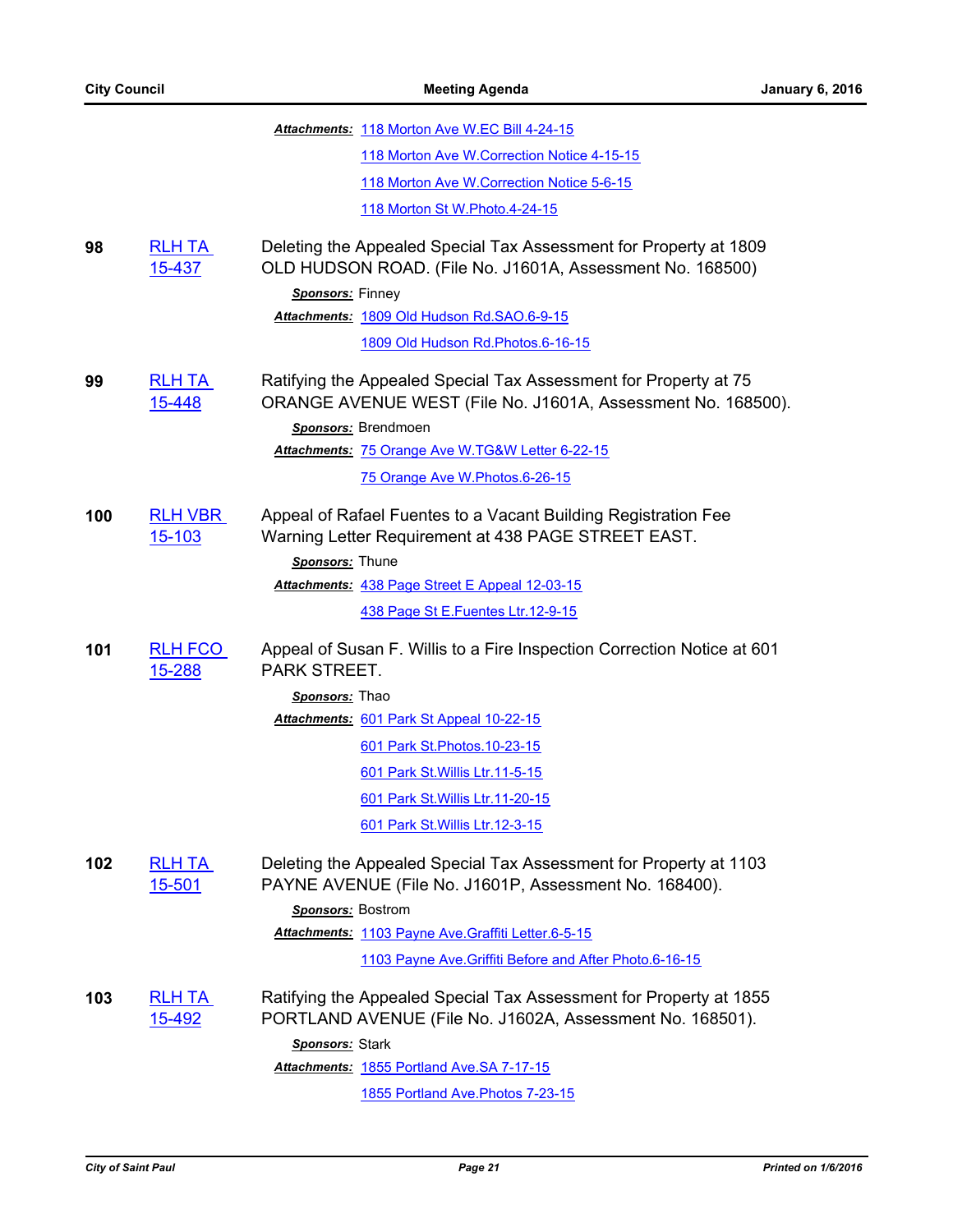***Attachments:*** 118 Morton Ave W.EC Bill 4-24-15

118 Morton Ave W.Correction Notice 4-15-15

118 Morton Ave W.Correction Notice 5-6-15

118 Morton St W.Photo.4-24-15

**98** RLH TA 15-437

Deleting the Appealed Special Tax Assessment for Property at 1809 OLD HUDSON ROAD. (File No. J1601A, Assessment No. 168500)

***Sponsors:*** Finney

***Attachments:*** 1809 Old Hudson Rd.SAO.6-9-15

1809 Old Hudson Rd.Photos.6-16-15

**99** RLH TA 15-448

Ratifying the Appealed Special Tax Assessment for Property at 75 ORANGE AVENUE WEST (File No. J1601A, Assessment No. 168500).

***Sponsors:*** Brendmoen

***Attachments:*** 75 Orange Ave W.TG&W Letter 6-22-15

75 Orange Ave W.Photos.6-26-15

**100** RLH VBR 15-103

Appeal of Rafael Fuentes to a Vacant Building Registration Fee Warning Letter Requirement at 438 PAGE STREET EAST.

***Sponsors:*** Thune

***Attachments:*** 438 Page Street E Appeal 12-03-15

438 Page St E.Fuentes Ltr.12-9-15

**101** RLH FCO 15-288

Appeal of Susan F. Willis to a Fire Inspection Correction Notice at 601 PARK STREET.

***Sponsors:*** Thao

***Attachments:*** 601 Park St Appeal 10-22-15

601 Park St.Photos.10-23-15

601 Park St.Willis Ltr.11-5-15

601 Park St.Willis Ltr.11-20-15

601 Park St.Willis Ltr.12-3-15

**102** RLH TA 15-501

Deleting the Appealed Special Tax Assessment for Property at 1103 PAYNE AVENUE (File No. J1601P, Assessment No. 168400).

***Sponsors:*** Bostrom

***Attachments:*** 1103 Payne Ave.Graffiti Letter.6-5-15

1103 Payne Ave.Griffiti Before and After Photo.6-16-15

**103** RLH TA 15-492

Ratifying the Appealed Special Tax Assessment for Property at 1855 PORTLAND AVENUE (File No. J1602A, Assessment No. 168501).

***Sponsors:*** Stark

***Attachments:*** 1855 Portland Ave.SA 7-17-15

1855 Portland Ave.Photos 7-23-15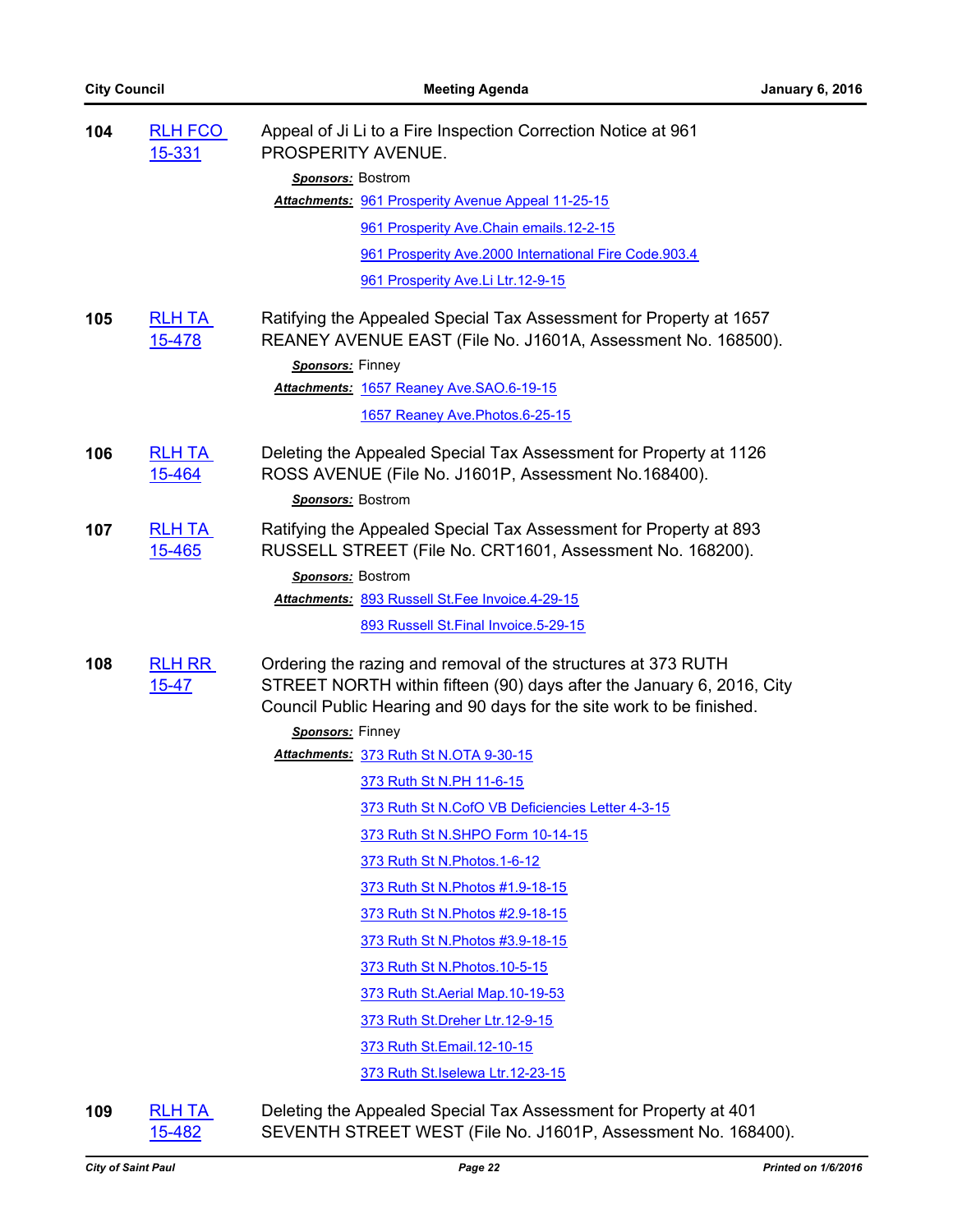**104** RLH FCO 15-331

Appeal of Ji Li to a Fire Inspection Correction Notice at 961 PROSPERITY AVENUE.

***Sponsors:*** Bostrom

***Attachments:*** 961 Prosperity Avenue Appeal 11-25-15
961 Prosperity Ave.Chain emails.12-2-15
961 Prosperity Ave.2000 International Fire Code.903.4
961 Prosperity Ave.Li Ltr.12-9-15

**105** RLH TA 15-478

Ratifying the Appealed Special Tax Assessment for Property at 1657 REANEY AVENUE EAST (File No. J1601A, Assessment No. 168500).

***Sponsors:*** Finney

***Attachments:*** 1657 Reaney Ave.SAO.6-19-15
1657 Reaney Ave.Photos.6-25-15

**106** RLH TA 15-464

Deleting the Appealed Special Tax Assessment for Property at 1126 ROSS AVENUE (File No. J1601P, Assessment No.168400).

***Sponsors:*** Bostrom

**107** RLH TA 15-465

Ratifying the Appealed Special Tax Assessment for Property at 893 RUSSELL STREET (File No. CRT1601, Assessment No. 168200).

***Sponsors:*** Bostrom

***Attachments:*** 893 Russell St.Fee Invoice.4-29-15
893 Russell St.Final Invoice.5-29-15

**108** RLH RR 15-47

Ordering the razing and removal of the structures at 373 RUTH STREET NORTH within fifteen (90) days after the January 6, 2016, City Council Public Hearing and 90 days for the site work to be finished.

***Sponsors:*** Finney

***Attachments:*** 373 Ruth St N.OTA 9-30-15
373 Ruth St N.PH 11-6-15
373 Ruth St N.CofO VB Deficiencies Letter 4-3-15
373 Ruth St N.SHPO Form 10-14-15
373 Ruth St N.Photos.1-6-12
373 Ruth St N.Photos #1.9-18-15
373 Ruth St N.Photos #2.9-18-15
373 Ruth St N.Photos #3.9-18-15
373 Ruth St N.Photos.10-5-15
373 Ruth St.Aerial Map.10-19-53
373 Ruth St.Dreher Ltr.12-9-15
373 Ruth St.Email.12-10-15
373 Ruth St.Iselewa Ltr.12-23-15

**109** RLH TA 15-482

Deleting the Appealed Special Tax Assessment for Property at 401 SEVENTH STREET WEST (File No. J1601P, Assessment No. 168400).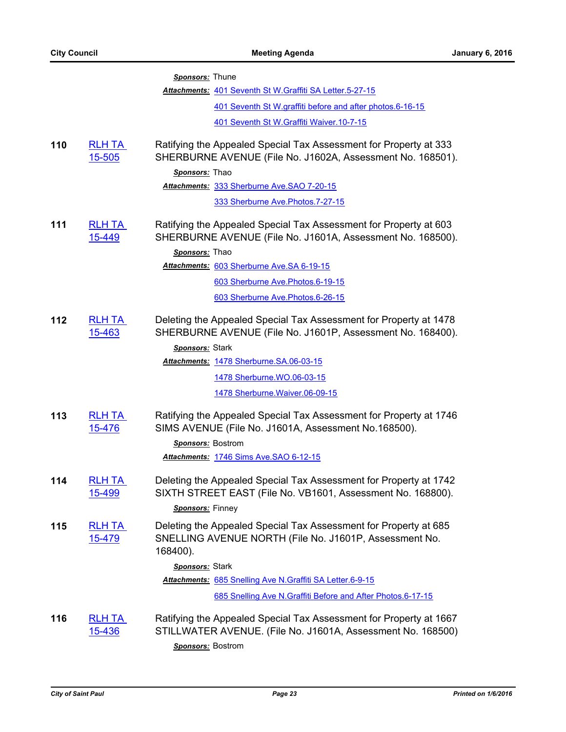***Sponsors:*** Thune

***Attachments:*** 401 Seventh St W.Graffiti SA Letter.5-27-15

401 Seventh St W.graffiti before and after photos.6-16-15

401 Seventh St W.Graffiti Waiver.10-7-15

**110** RLH TA 15-505

Ratifying the Appealed Special Tax Assessment for Property at 333 SHERBURNE AVENUE (File No. J1602A, Assessment No. 168501).

***Sponsors:*** Thao

***Attachments:*** 333 Sherburne Ave.SAO 7-20-15

333 Sherburne Ave.Photos.7-27-15

**111** RLH TA 15-449

Ratifying the Appealed Special Tax Assessment for Property at 603 SHERBURNE AVENUE (File No. J1601A, Assessment No. 168500).

***Sponsors:*** Thao

***Attachments:*** 603 Sherburne Ave.SA 6-19-15

603 Sherburne Ave.Photos.6-19-15

603 Sherburne Ave.Photos.6-26-15

**112** RLH TA 15-463

Deleting the Appealed Special Tax Assessment for Property at 1478 SHERBURNE AVENUE (File No. J1601P, Assessment No. 168400).

***Sponsors:*** Stark

***Attachments:*** 1478 Sherburne.SA.06-03-15

1478 Sherburne.WO.06-03-15

1478 Sherburne.Waiver.06-09-15

**113** RLH TA 15-476

Ratifying the Appealed Special Tax Assessment for Property at 1746 SIMS AVENUE (File No. J1601A, Assessment No.168500).

***Sponsors:*** Bostrom

***Attachments:*** 1746 Sims Ave.SAO 6-12-15

**114** RLH TA 15-499

Deleting the Appealed Special Tax Assessment for Property at 1742 SIXTH STREET EAST (File No. VB1601, Assessment No. 168800).

***Sponsors:*** Finney

**115** RLH TA 15-479

Deleting the Appealed Special Tax Assessment for Property at 685 SNELLING AVENUE NORTH (File No. J1601P, Assessment No. 168400).

***Sponsors:*** Stark

***Attachments:*** 685 Snelling Ave N.Graffiti SA Letter.6-9-15

685 Snelling Ave N.Graffiti Before and After Photos.6-17-15

**116** RLH TA 15-436

Ratifying the Appealed Special Tax Assessment for Property at 1667 STILLWATER AVENUE. (File No. J1601A, Assessment No. 168500)

***Sponsors:*** Bostrom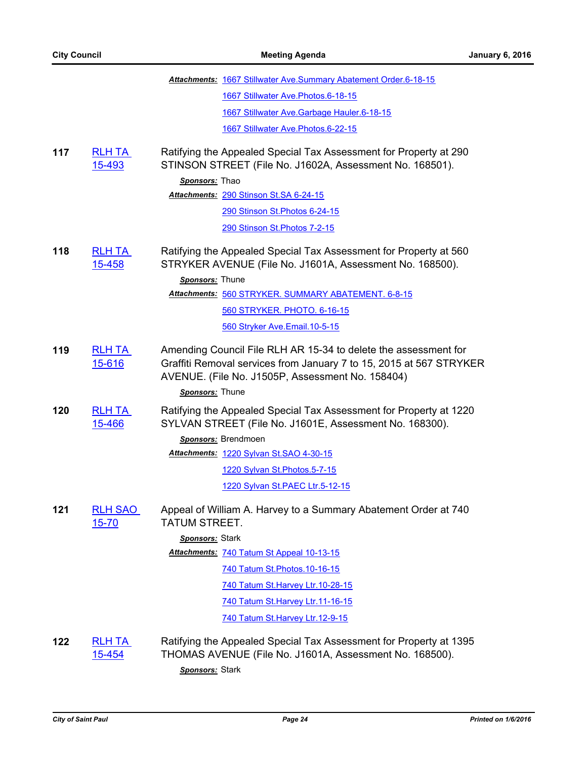*Attachments:* 1667 Stillwater Ave.Summary Abatement Order.6-18-15

1667 Stillwater Ave.Photos.6-18-15

1667 Stillwater Ave.Garbage Hauler.6-18-15

1667 Stillwater Ave.Photos.6-22-15

**117** RLH TA 15-493 — Ratifying the Appealed Special Tax Assessment for Property at 290 STINSON STREET (File No. J1602A, Assessment No. 168501).

*Sponsors:* Thao

*Attachments:* 290 Stinson St.SA 6-24-15

290 Stinson St.Photos 6-24-15

290 Stinson St.Photos 7-2-15

**118** RLH TA 15-458 — Ratifying the Appealed Special Tax Assessment for Property at 560 STRYKER AVENUE (File No. J1601A, Assessment No. 168500).

*Sponsors:* Thune

*Attachments:* 560 STRYKER. SUMMARY ABATEMENT. 6-8-15

560 STRYKER. PHOTO. 6-16-15

560 Stryker Ave.Email.10-5-15

**119** RLH TA 15-616 — Amending Council File RLH AR 15-34 to delete the assessment for Graffiti Removal services from January 7 to 15, 2015 at 567 STRYKER AVENUE. (File No. J1505P, Assessment No. 158404)

*Sponsors:* Thune

**120** RLH TA 15-466 — Ratifying the Appealed Special Tax Assessment for Property at 1220 SYLVAN STREET (File No. J1601E, Assessment No. 168300).

*Sponsors:* Brendmoen

*Attachments:* 1220 Sylvan St.SAO 4-30-15

1220 Sylvan St.Photos.5-7-15

1220 Sylvan St.PAEC Ltr.5-12-15

**121** RLH SAO 15-70 — Appeal of William A. Harvey to a Summary Abatement Order at 740 TATUM STREET.

*Sponsors:* Stark

*Attachments:* 740 Tatum St Appeal 10-13-15

740 Tatum St.Photos.10-16-15

740 Tatum St.Harvey Ltr.10-28-15

740 Tatum St.Harvey Ltr.11-16-15

740 Tatum St.Harvey Ltr.12-9-15

**122** RLH TA 15-454 — Ratifying the Appealed Special Tax Assessment for Property at 1395 THOMAS AVENUE (File No. J1601A, Assessment No. 168500).

*Sponsors:* Stark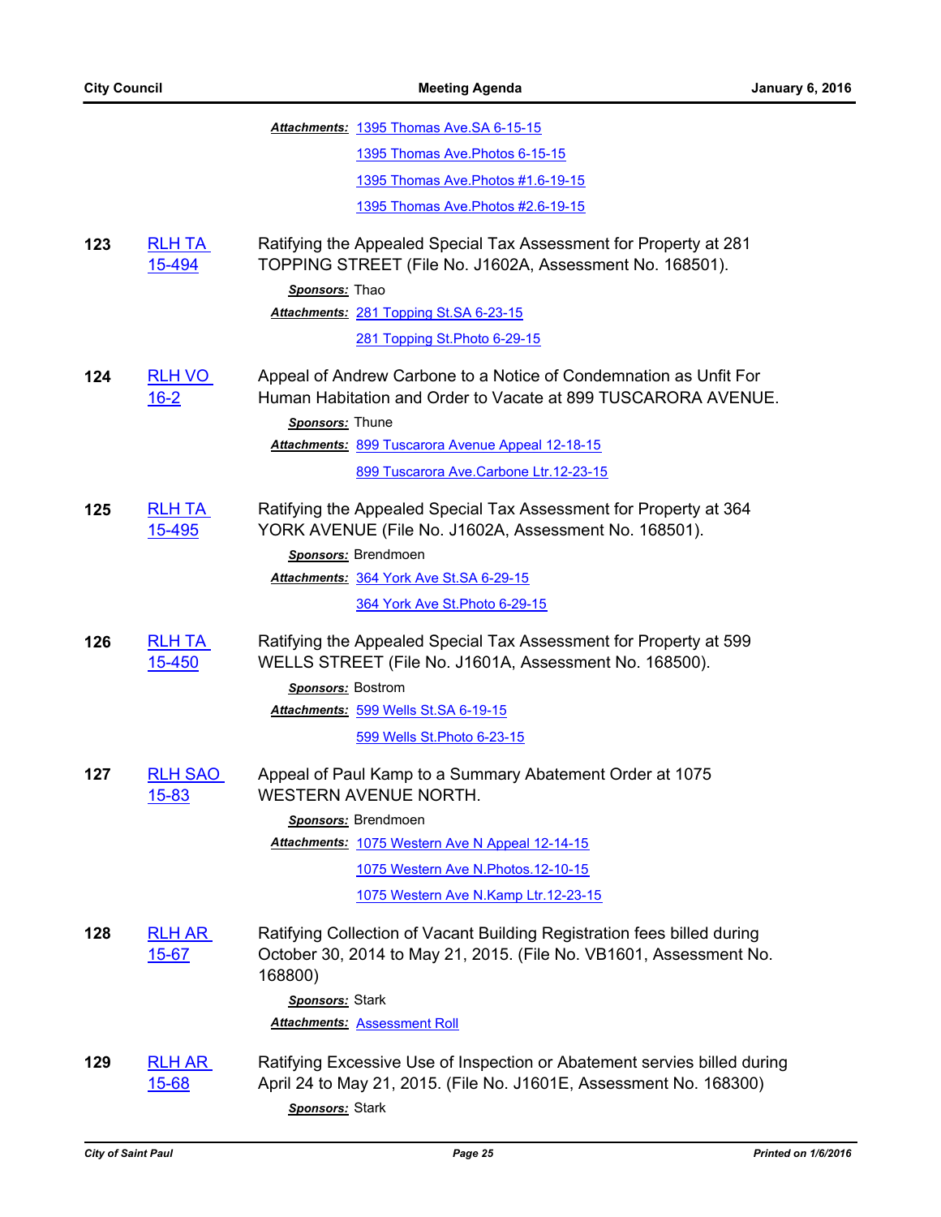***Attachments:*** 1395 Thomas Ave.SA 6-15-15

1395 Thomas Ave.Photos 6-15-15

1395 Thomas Ave.Photos #1.6-19-15

1395 Thomas Ave.Photos #2.6-19-15

**123** RLH TA 15-494

Ratifying the Appealed Special Tax Assessment for Property at 281 TOPPING STREET (File No. J1602A, Assessment No. 168501).

***Sponsors:*** Thao

***Attachments:*** 281 Topping St.SA 6-23-15

281 Topping St.Photo 6-29-15

**124** RLH VO 16-2

Appeal of Andrew Carbone to a Notice of Condemnation as Unfit For Human Habitation and Order to Vacate at 899 TUSCARORA AVENUE.

***Sponsors:*** Thune

***Attachments:*** 899 Tuscarora Avenue Appeal 12-18-15

899 Tuscarora Ave.Carbone Ltr.12-23-15

**125** RLH TA 15-495

Ratifying the Appealed Special Tax Assessment for Property at 364 YORK AVENUE (File No. J1602A, Assessment No. 168501).

***Sponsors:*** Brendmoen

***Attachments:*** 364 York Ave St.SA 6-29-15

364 York Ave St.Photo 6-29-15

**126** RLH TA 15-450

Ratifying the Appealed Special Tax Assessment for Property at 599 WELLS STREET (File No. J1601A, Assessment No. 168500).

***Sponsors:*** Bostrom

***Attachments:*** 599 Wells St.SA 6-19-15

599 Wells St.Photo 6-23-15

**127** RLH SAO 15-83

Appeal of Paul Kamp to a Summary Abatement Order at 1075 WESTERN AVENUE NORTH.

***Sponsors:*** Brendmoen

***Attachments:*** 1075 Western Ave N Appeal 12-14-15

1075 Western Ave N.Photos.12-10-15

1075 Western Ave N.Kamp Ltr.12-23-15

**128** RLH AR 15-67

Ratifying Collection of Vacant Building Registration fees billed during October 30, 2014 to May 21, 2015. (File No. VB1601, Assessment No. 168800)

***Sponsors:*** Stark

***Attachments:*** Assessment Roll

**129** RLH AR 15-68

Ratifying Excessive Use of Inspection or Abatement servies billed during April 24 to May 21, 2015. (File No. J1601E, Assessment No. 168300)

***Sponsors:*** Stark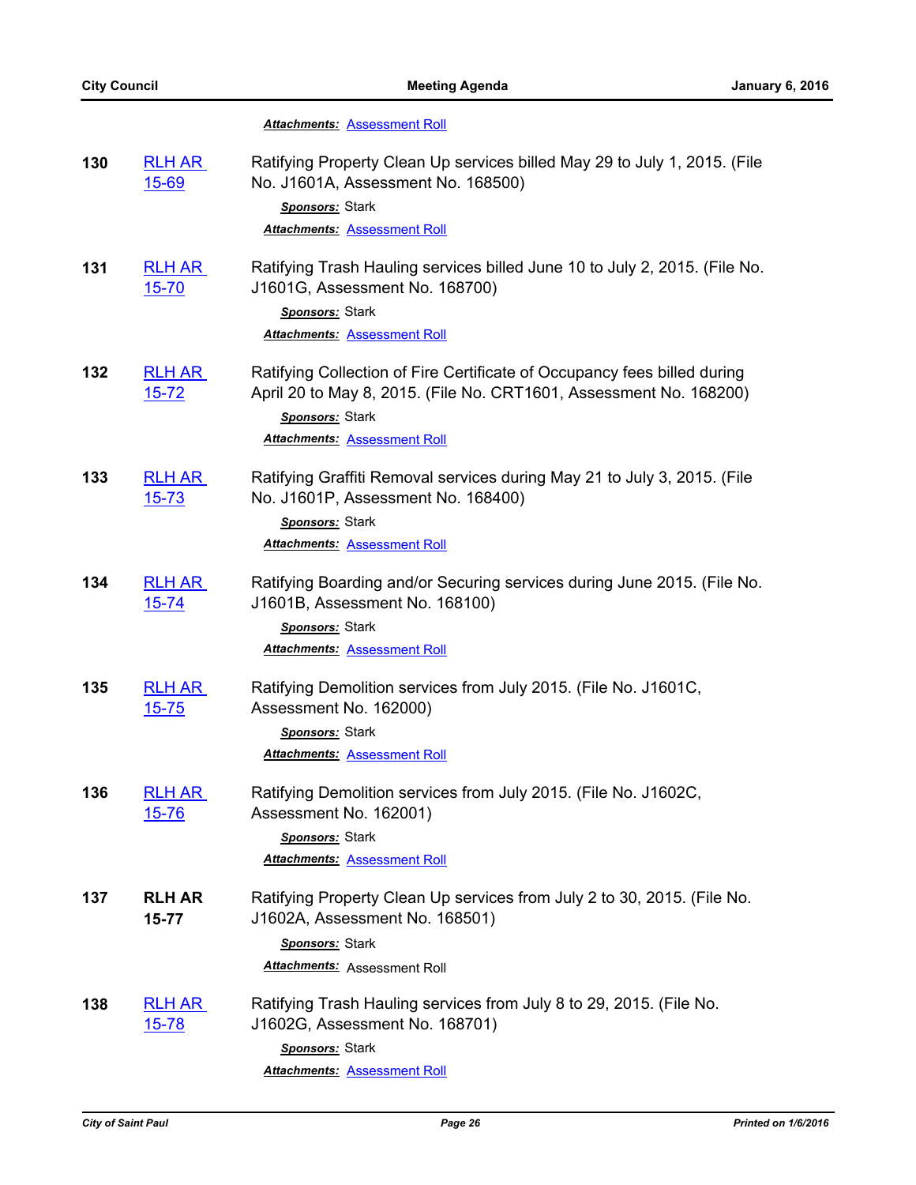***Attachments:*** Assessment Roll

| | | |
|---|---|---|
| **130** | RLH AR 15-69 | Ratifying Property Clean Up services billed May 29 to July 1, 2015. (File No. J1601A, Assessment No. 168500)<br>***Sponsors:*** Stark<br>***Attachments:*** Assessment Roll |
| **131** | RLH AR 15-70 | Ratifying Trash Hauling services billed June 10 to July 2, 2015. (File No. J1601G, Assessment No. 168700)<br>***Sponsors:*** Stark<br>***Attachments:*** Assessment Roll |
| **132** | RLH AR 15-72 | Ratifying Collection of Fire Certificate of Occupancy fees billed during April 20 to May 8, 2015. (File No. CRT1601, Assessment No. 168200)<br>***Sponsors:*** Stark<br>***Attachments:*** Assessment Roll |
| **133** | RLH AR 15-73 | Ratifying Graffiti Removal services during May 21 to July 3, 2015. (File No. J1601P, Assessment No. 168400)<br>***Sponsors:*** Stark<br>***Attachments:*** Assessment Roll |
| **134** | RLH AR 15-74 | Ratifying Boarding and/or Securing services during June 2015. (File No. J1601B, Assessment No. 168100)<br>***Sponsors:*** Stark<br>***Attachments:*** Assessment Roll |
| **135** | RLH AR 15-75 | Ratifying Demolition services from July 2015. (File No. J1601C, Assessment No. 162000)<br>***Sponsors:*** Stark<br>***Attachments:*** Assessment Roll |
| **136** | RLH AR 15-76 | Ratifying Demolition services from July 2015. (File No. J1602C, Assessment No. 162001)<br>***Sponsors:*** Stark<br>***Attachments:*** Assessment Roll |
| **137** | **RLH AR 15-77** | Ratifying Property Clean Up services from July 2 to 30, 2015. (File No. J1602A, Assessment No. 168501)<br>***Sponsors:*** Stark<br>***Attachments:*** Assessment Roll |
| **138** | RLH AR 15-78 | Ratifying Trash Hauling services from July 8 to 29, 2015. (File No. J1602G, Assessment No. 168701)<br>***Sponsors:*** Stark<br>***Attachments:*** Assessment Roll |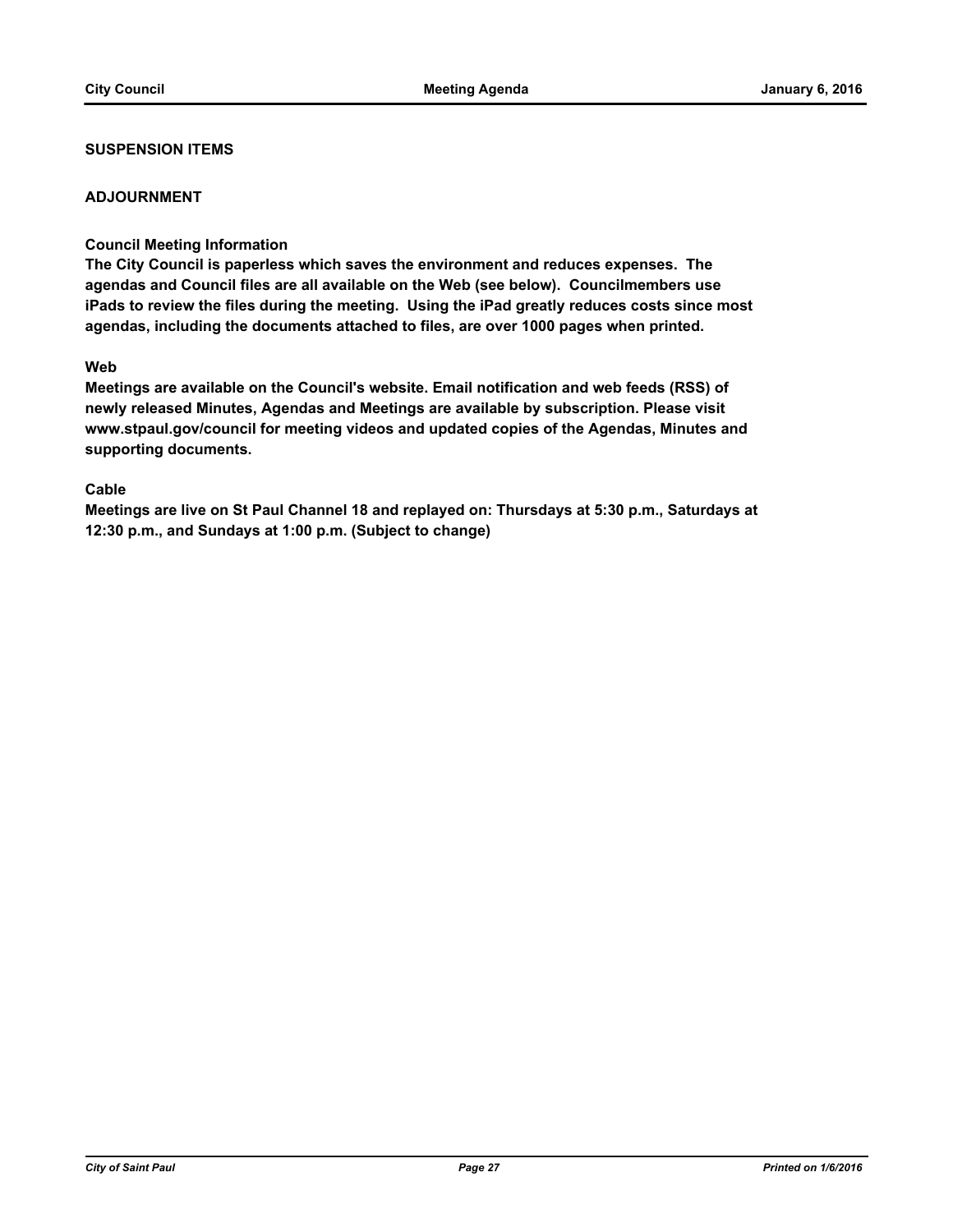**SUSPENSION ITEMS**

**ADJOURNMENT**

**Council Meeting Information**

**The City Council is paperless which saves the environment and reduces expenses. The agendas and Council files are all available on the Web (see below). Councilmembers use iPads to review the files during the meeting. Using the iPad greatly reduces costs since most agendas, including the documents attached to files, are over 1000 pages when printed.**

**Web**

**Meetings are available on the Council's website. Email notification and web feeds (RSS) of newly released Minutes, Agendas and Meetings are available by subscription. Please visit www.stpaul.gov/council for meeting videos and updated copies of the Agendas, Minutes and supporting documents.**

**Cable**

**Meetings are live on St Paul Channel 18 and replayed on: Thursdays at 5:30 p.m., Saturdays at 12:30 p.m., and Sundays at 1:00 p.m. (Subject to change)**